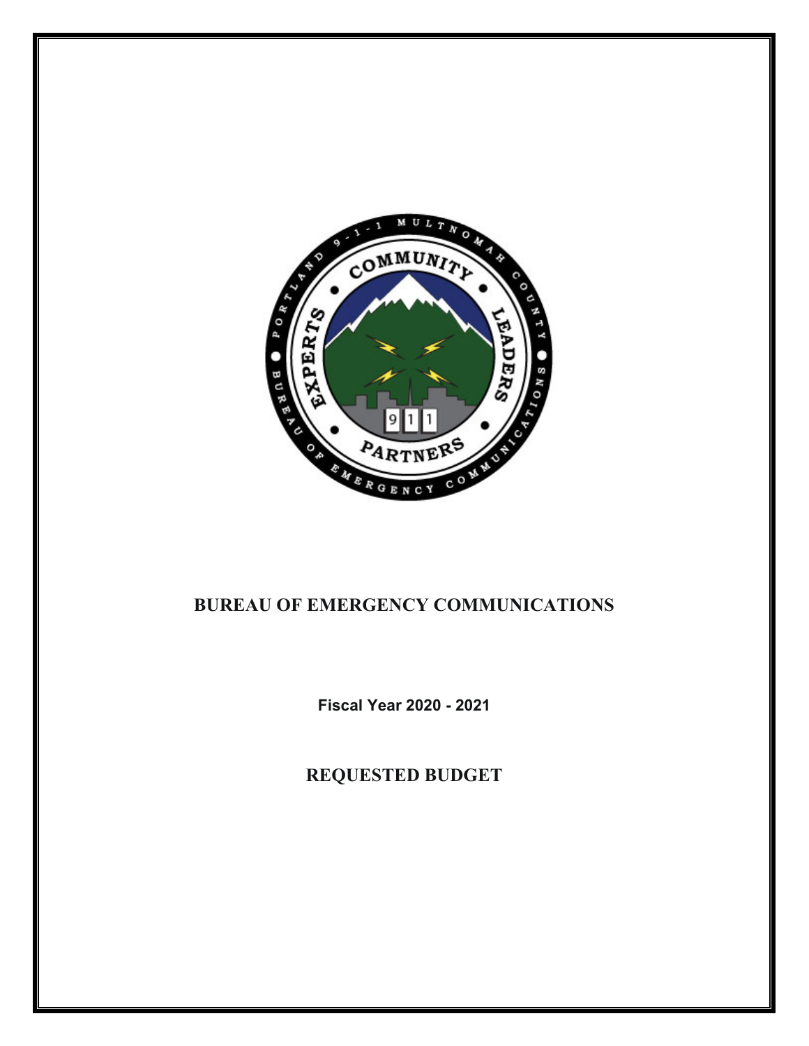# BUREAU OF EMERGENCY COMMUNICATIONS

**Fiscal Year 2020 - 2021**

## REQUESTED BUDGET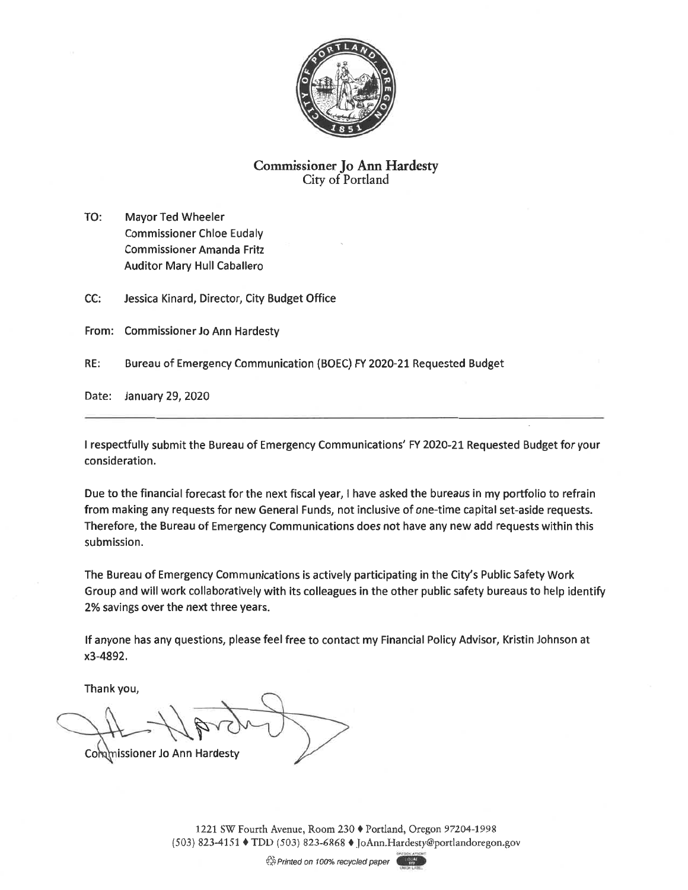**Commissioner Jo Ann Hardesty**
City of Portland

TO: Mayor Ted Wheeler
Commissioner Chloe Eudaly
Commissioner Amanda Fritz
Auditor Mary Hull Caballero

CC: Jessica Kinard, Director, City Budget Office

From: Commissioner Jo Ann Hardesty

RE: Bureau of Emergency Communication (BOEC) FY 2020-21 Requested Budget

Date: January 29, 2020

---

I respectfully submit the Bureau of Emergency Communications' FY 2020-21 Requested Budget for your consideration.

Due to the financial forecast for the next fiscal year, I have asked the bureaus in my portfolio to refrain from making any requests for new General Funds, not inclusive of one-time capital set-aside requests. Therefore, the Bureau of Emergency Communications does not have any new add requests within this submission.

The Bureau of Emergency Communications is actively participating in the City's Public Safety Work Group and will work collaboratively with its colleagues in the other public safety bureaus to help identify 2% savings over the next three years.

If anyone has any questions, please feel free to contact my Financial Policy Advisor, Kristin Johnson at x3-4892.

Thank you,

Commissioner Jo Ann Hardesty

1221 SW Fourth Avenue, Room 230 ♦ Portland, Oregon 97204-1998
(503) 823-4151 ♦ TDD (503) 823-6868 ♦ JoAnn.Hardesty@portlandoregon.gov

Printed on 100% recycled paper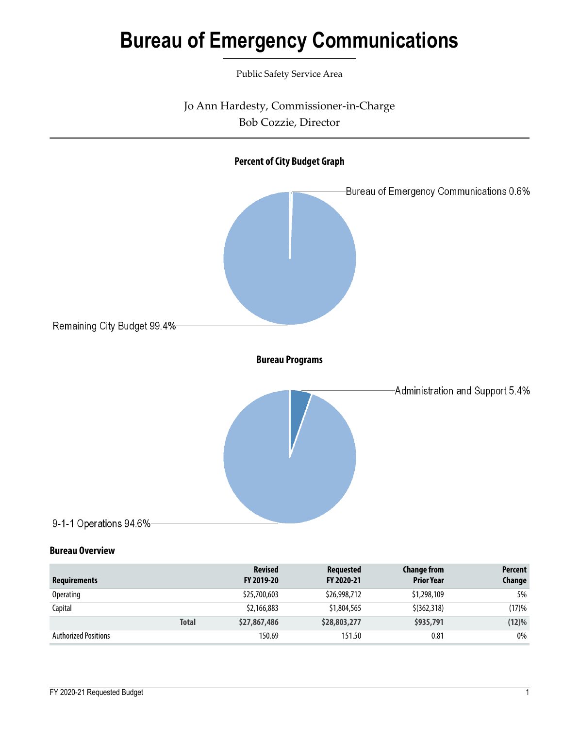# Bureau of Emergency Communications

Public Safety Service Area

Jo Ann Hardesty, Commissioner-in-Charge

Bob Cozzie, Director

**Percent of City Budget Graph**

Bureau of Emergency Communications 0.6%

Remaining City Budget 99.4%

**Bureau Programs**

Administration and Support 5.4%

9-1-1 Operations 94.6%

**Bureau Overview**

| Requirements | | Revised FY 2019-20 | Requested FY 2020-21 | Change from Prior Year | Percent Change |
|---|---|---|---|---|---|
| Operating | | $25,700,603 | $26,998,712 | $1,298,109 | 5% |
| Capital | | $2,166,883 | $1,804,565 | $(362,318) | (17)% |
| | **Total** | **$27,867,486** | **$28,803,277** | **$935,791** | **(12)%** |
| Authorized Positions | | 150.69 | 151.50 | 0.81 | 0% |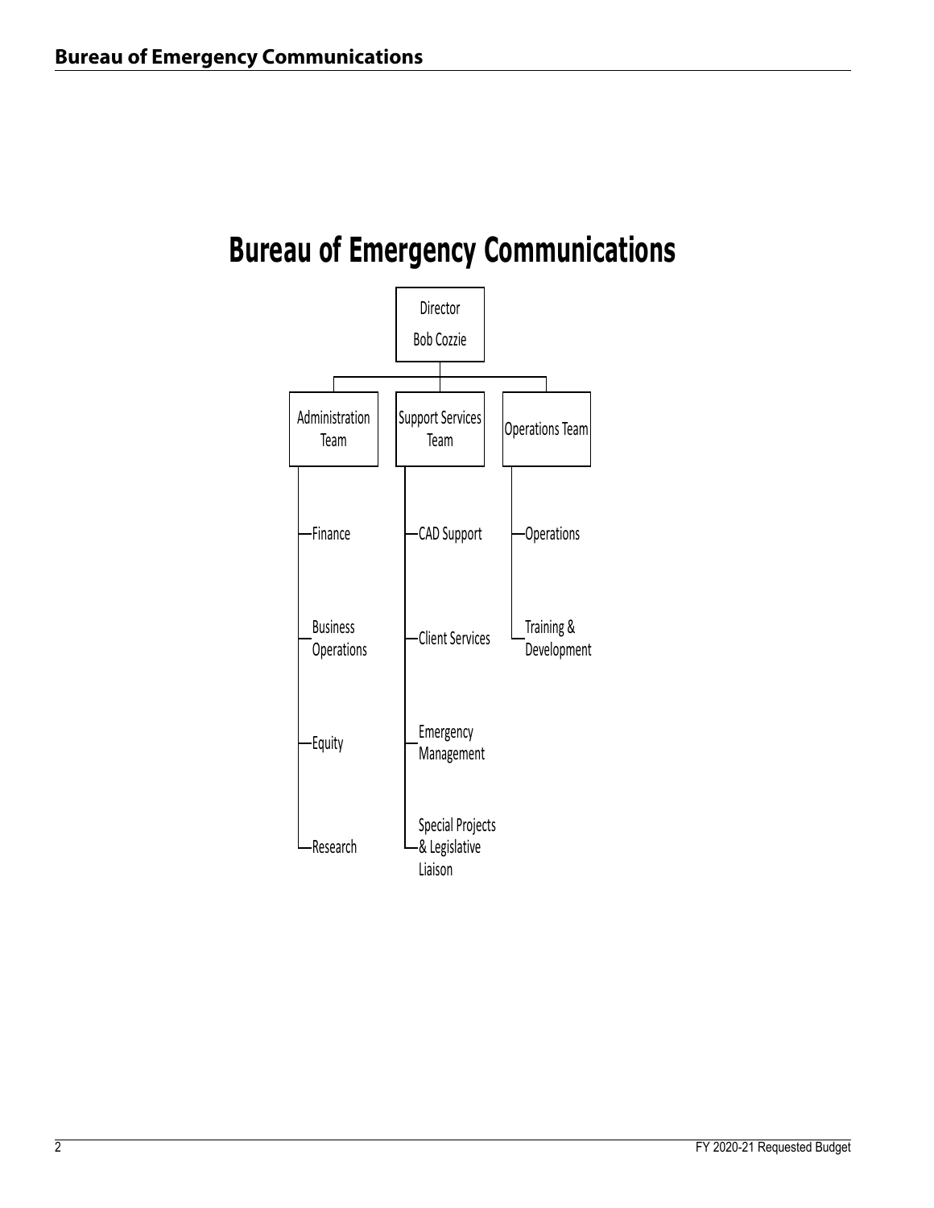# Bureau of Emergency Communications

- Director
  - Bob Cozzie
    - Administration Team
      - Finance
      - Business Operations
      - Equity
      - Research
    - Support Services Team
      - CAD Support
      - Client Services
      - Emergency Management
      - Special Projects & Legislative Liaison
    - Operations Team
      - Operations
      - Training & Development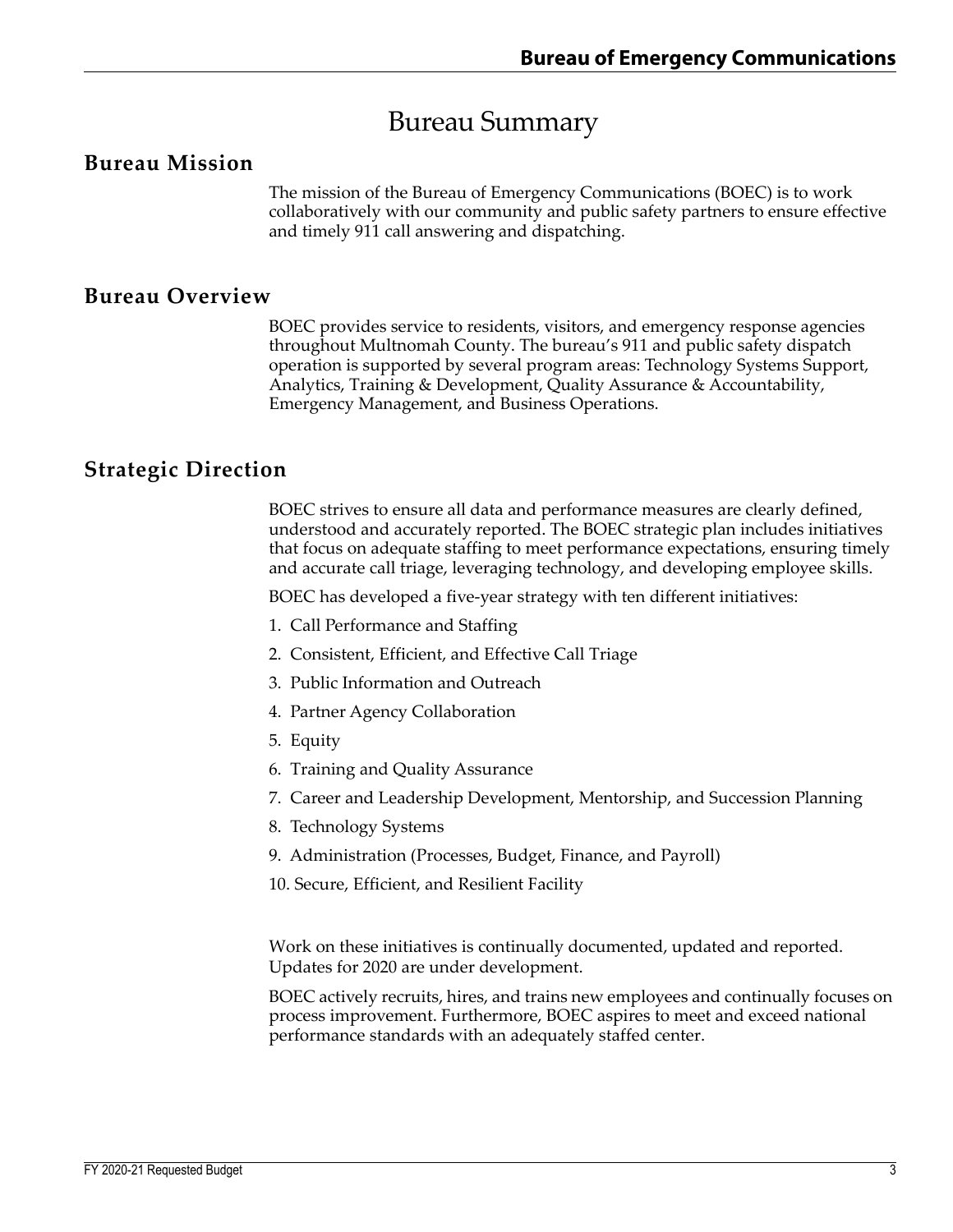# Bureau Summary

## Bureau Mission

The mission of the Bureau of Emergency Communications (BOEC) is to work collaboratively with our community and public safety partners to ensure effective and timely 911 call answering and dispatching.

## Bureau Overview

BOEC provides service to residents, visitors, and emergency response agencies throughout Multnomah County. The bureau's 911 and public safety dispatch operation is supported by several program areas: Technology Systems Support, Analytics, Training & Development, Quality Assurance & Accountability, Emergency Management, and Business Operations.

## Strategic Direction

BOEC strives to ensure all data and performance measures are clearly defined, understood and accurately reported. The BOEC strategic plan includes initiatives that focus on adequate staffing to meet performance expectations, ensuring timely and accurate call triage, leveraging technology, and developing employee skills.

BOEC has developed a five-year strategy with ten different initiatives:

1. Call Performance and Staffing
2. Consistent, Efficient, and Effective Call Triage
3. Public Information and Outreach
4. Partner Agency Collaboration
5. Equity
6. Training and Quality Assurance
7. Career and Leadership Development, Mentorship, and Succession Planning
8. Technology Systems
9. Administration (Processes, Budget, Finance, and Payroll)
10. Secure, Efficient, and Resilient Facility

Work on these initiatives is continually documented, updated and reported. Updates for 2020 are under development.

BOEC actively recruits, hires, and trains new employees and continually focuses on process improvement. Furthermore, BOEC aspires to meet and exceed national performance standards with an adequately staffed center.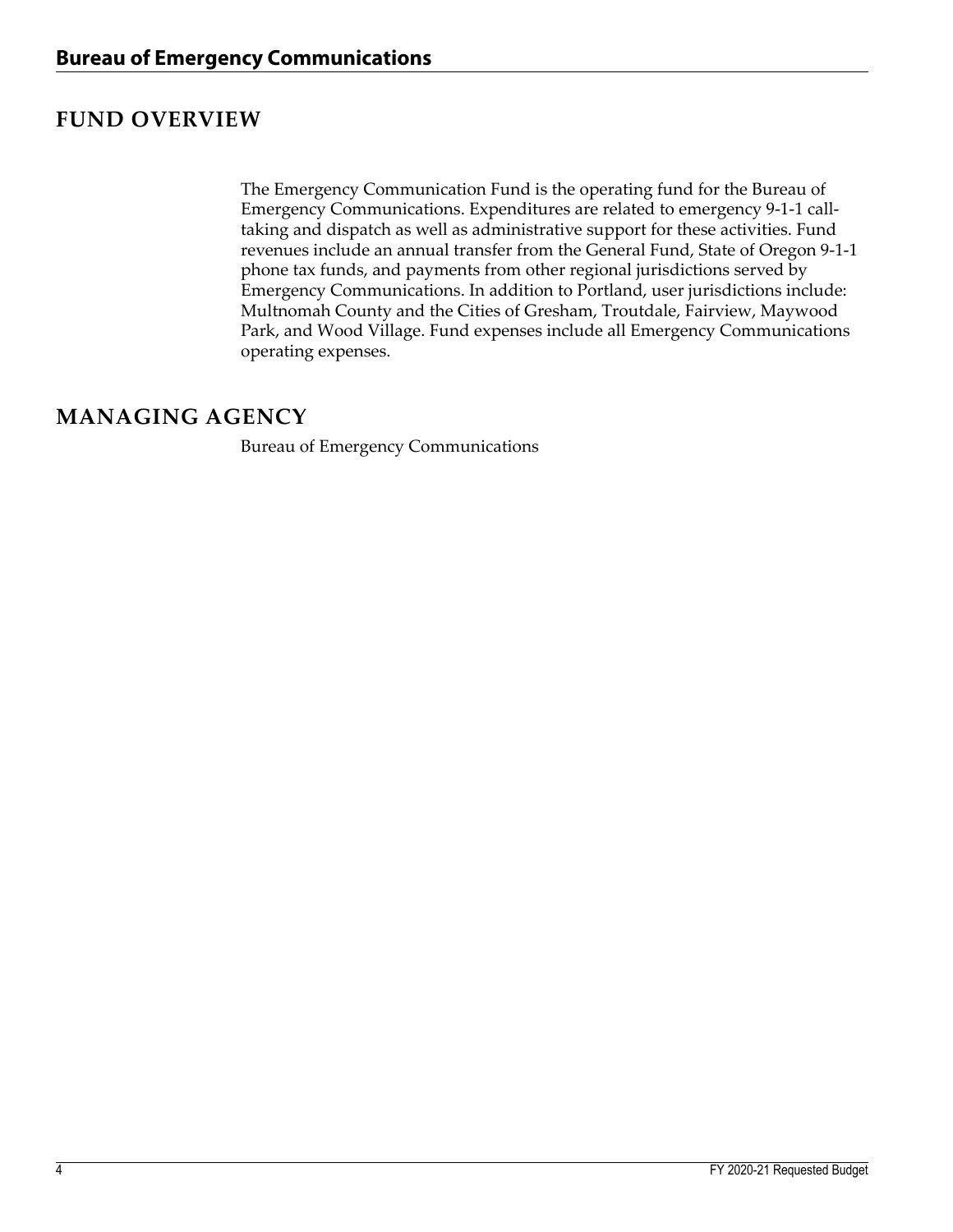## FUND OVERVIEW

The Emergency Communication Fund is the operating fund for the Bureau of Emergency Communications. Expenditures are related to emergency 9-1-1 call-taking and dispatch as well as administrative support for these activities. Fund revenues include an annual transfer from the General Fund, State of Oregon 9-1-1 phone tax funds, and payments from other regional jurisdictions served by Emergency Communications. In addition to Portland, user jurisdictions include: Multnomah County and the Cities of Gresham, Troutdale, Fairview, Maywood Park, and Wood Village. Fund expenses include all Emergency Communications operating expenses.

## MANAGING AGENCY

Bureau of Emergency Communications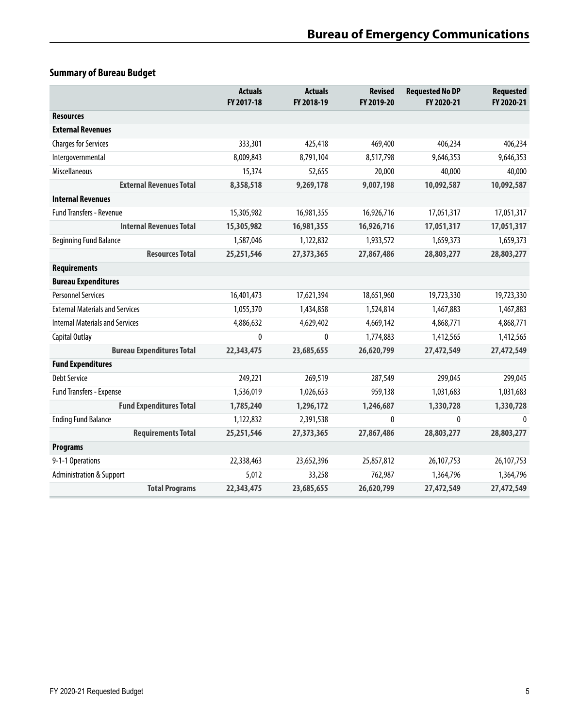## Summary of Bureau Budget

| | Actuals FY 2017-18 | Actuals FY 2018-19 | Revised FY 2019-20 | Requested No DP FY 2020-21 | Requested FY 2020-21 |
|---|---|---|---|---|---|
| **Resources** | | | | | |
| **External Revenues** | | | | | |
| Charges for Services | 333,301 | 425,418 | 469,400 | 406,234 | 406,234 |
| Intergovernmental | 8,009,843 | 8,791,104 | 8,517,798 | 9,646,353 | 9,646,353 |
| Miscellaneous | 15,374 | 52,655 | 20,000 | 40,000 | 40,000 |
| **External Revenues Total** | **8,358,518** | **9,269,178** | **9,007,198** | **10,092,587** | **10,092,587** |
| **Internal Revenues** | | | | | |
| Fund Transfers - Revenue | 15,305,982 | 16,981,355 | 16,926,716 | 17,051,317 | 17,051,317 |
| **Internal Revenues Total** | **15,305,982** | **16,981,355** | **16,926,716** | **17,051,317** | **17,051,317** |
| Beginning Fund Balance | 1,587,046 | 1,122,832 | 1,933,572 | 1,659,373 | 1,659,373 |
| **Resources Total** | **25,251,546** | **27,373,365** | **27,867,486** | **28,803,277** | **28,803,277** |
| **Requirements** | | | | | |
| **Bureau Expenditures** | | | | | |
| Personnel Services | 16,401,473 | 17,621,394 | 18,651,960 | 19,723,330 | 19,723,330 |
| External Materials and Services | 1,055,370 | 1,434,858 | 1,524,814 | 1,467,883 | 1,467,883 |
| Internal Materials and Services | 4,886,632 | 4,629,402 | 4,669,142 | 4,868,771 | 4,868,771 |
| Capital Outlay | 0 | 0 | 1,774,883 | 1,412,565 | 1,412,565 |
| **Bureau Expenditures Total** | **22,343,475** | **23,685,655** | **26,620,799** | **27,472,549** | **27,472,549** |
| **Fund Expenditures** | | | | | |
| Debt Service | 249,221 | 269,519 | 287,549 | 299,045 | 299,045 |
| Fund Transfers - Expense | 1,536,019 | 1,026,653 | 959,138 | 1,031,683 | 1,031,683 |
| **Fund Expenditures Total** | **1,785,240** | **1,296,172** | **1,246,687** | **1,330,728** | **1,330,728** |
| Ending Fund Balance | 1,122,832 | 2,391,538 | 0 | 0 | 0 |
| **Requirements Total** | **25,251,546** | **27,373,365** | **27,867,486** | **28,803,277** | **28,803,277** |
| **Programs** | | | | | |
| 9-1-1 Operations | 22,338,463 | 23,652,396 | 25,857,812 | 26,107,753 | 26,107,753 |
| Administration & Support | 5,012 | 33,258 | 762,987 | 1,364,796 | 1,364,796 |
| **Total Programs** | **22,343,475** | **23,685,655** | **26,620,799** | **27,472,549** | **27,472,549** |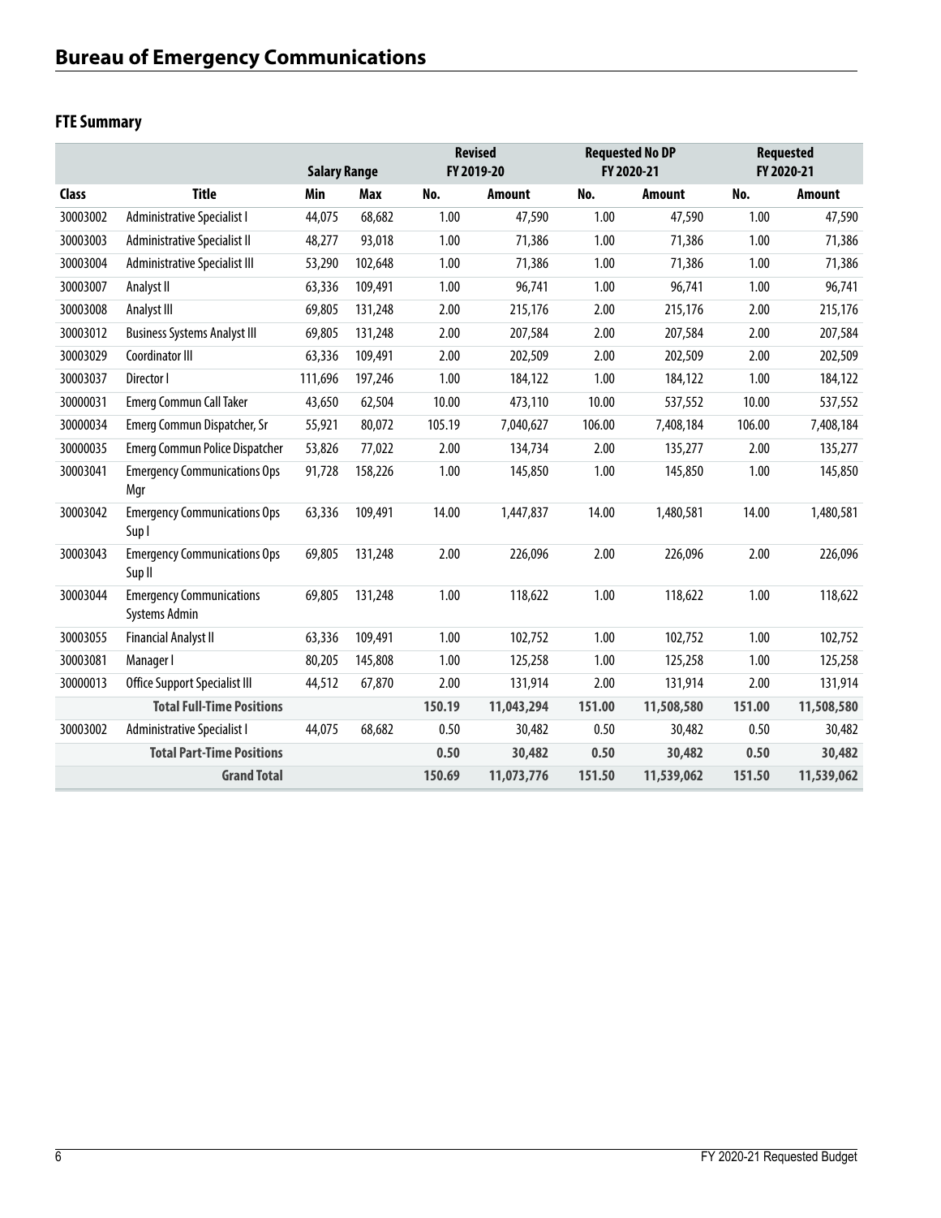# Bureau of Emergency Communications

## FTE Summary

| | | Salary Range | | Revised FY 2019-20 | | Requested No DP FY 2020-21 | | Requested FY 2020-21 | |
|---|---|---|---|---|---|---|---|---|---|
| **Class** | **Title** | **Min** | **Max** | **No.** | **Amount** | **No.** | **Amount** | **No.** | **Amount** |
| 30003002 | Administrative Specialist I | 44,075 | 68,682 | 1.00 | 47,590 | 1.00 | 47,590 | 1.00 | 47,590 |
| 30003003 | Administrative Specialist II | 48,277 | 93,018 | 1.00 | 71,386 | 1.00 | 71,386 | 1.00 | 71,386 |
| 30003004 | Administrative Specialist III | 53,290 | 102,648 | 1.00 | 71,386 | 1.00 | 71,386 | 1.00 | 71,386 |
| 30003007 | Analyst II | 63,336 | 109,491 | 1.00 | 96,741 | 1.00 | 96,741 | 1.00 | 96,741 |
| 30003008 | Analyst III | 69,805 | 131,248 | 2.00 | 215,176 | 2.00 | 215,176 | 2.00 | 215,176 |
| 30003012 | Business Systems Analyst III | 69,805 | 131,248 | 2.00 | 207,584 | 2.00 | 207,584 | 2.00 | 207,584 |
| 30003029 | Coordinator III | 63,336 | 109,491 | 2.00 | 202,509 | 2.00 | 202,509 | 2.00 | 202,509 |
| 30003037 | Director I | 111,696 | 197,246 | 1.00 | 184,122 | 1.00 | 184,122 | 1.00 | 184,122 |
| 30000031 | Emerg Commun Call Taker | 43,650 | 62,504 | 10.00 | 473,110 | 10.00 | 537,552 | 10.00 | 537,552 |
| 30000034 | Emerg Commun Dispatcher, Sr | 55,921 | 80,072 | 105.19 | 7,040,627 | 106.00 | 7,408,184 | 106.00 | 7,408,184 |
| 30000035 | Emerg Commun Police Dispatcher | 53,826 | 77,022 | 2.00 | 134,734 | 2.00 | 135,277 | 2.00 | 135,277 |
| 30003041 | Emergency Communications Ops Mgr | 91,728 | 158,226 | 1.00 | 145,850 | 1.00 | 145,850 | 1.00 | 145,850 |
| 30003042 | Emergency Communications Ops Sup I | 63,336 | 109,491 | 14.00 | 1,447,837 | 14.00 | 1,480,581 | 14.00 | 1,480,581 |
| 30003043 | Emergency Communications Ops Sup II | 69,805 | 131,248 | 2.00 | 226,096 | 2.00 | 226,096 | 2.00 | 226,096 |
| 30003044 | Emergency Communications Systems Admin | 69,805 | 131,248 | 1.00 | 118,622 | 1.00 | 118,622 | 1.00 | 118,622 |
| 30003055 | Financial Analyst II | 63,336 | 109,491 | 1.00 | 102,752 | 1.00 | 102,752 | 1.00 | 102,752 |
| 30003081 | Manager I | 80,205 | 145,808 | 1.00 | 125,258 | 1.00 | 125,258 | 1.00 | 125,258 |
| 30000013 | Office Support Specialist III | 44,512 | 67,870 | 2.00 | 131,914 | 2.00 | 131,914 | 2.00 | 131,914 |
| | **Total Full-Time Positions** | | | **150.19** | **11,043,294** | **151.00** | **11,508,580** | **151.00** | **11,508,580** |
| 30003002 | Administrative Specialist I | 44,075 | 68,682 | 0.50 | 30,482 | 0.50 | 30,482 | 0.50 | 30,482 |
| | **Total Part-Time Positions** | | | **0.50** | **30,482** | **0.50** | **30,482** | **0.50** | **30,482** |
| | **Grand Total** | | | **150.69** | **11,073,776** | **151.50** | **11,539,062** | **151.50** | **11,539,062** |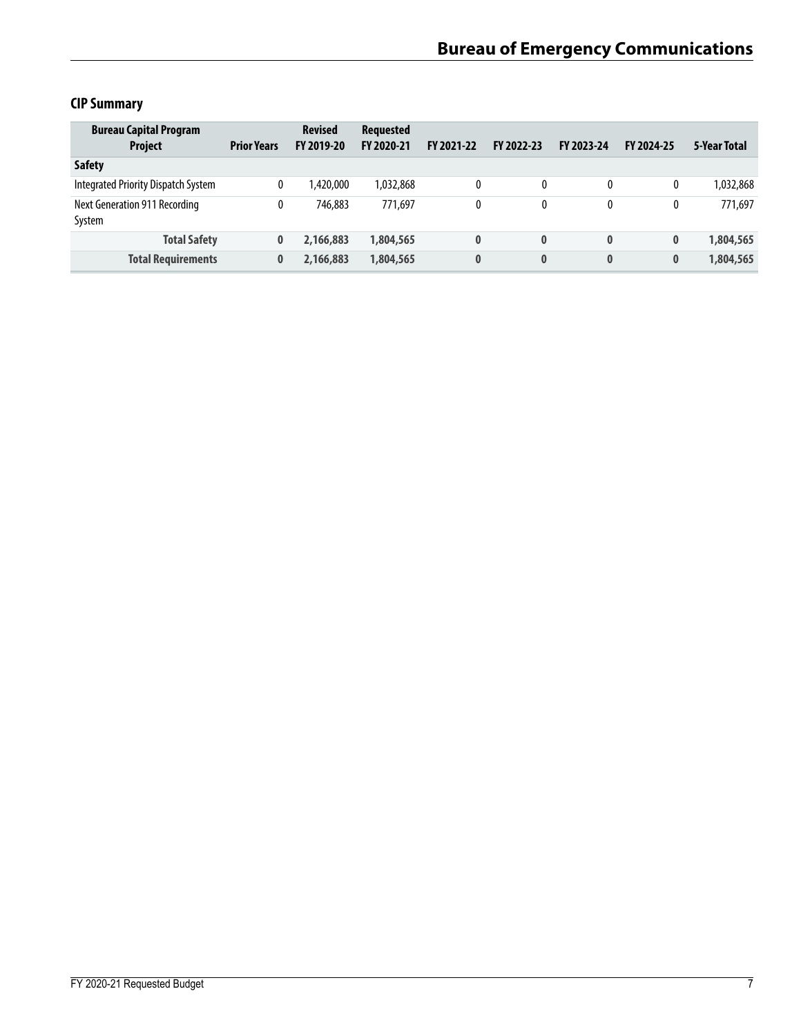## CIP Summary

| Bureau Capital Program Project | Prior Years | Revised FY 2019-20 | Requested FY 2020-21 | FY 2021-22 | FY 2022-23 | FY 2023-24 | FY 2024-25 | 5-Year Total |
|---|---|---|---|---|---|---|---|---|
| **Safety** | | | | | | | | |
| Integrated Priority Dispatch System | 0 | 1,420,000 | 1,032,868 | 0 | 0 | 0 | 0 | 1,032,868 |
| Next Generation 911 Recording System | 0 | 746,883 | 771,697 | 0 | 0 | 0 | 0 | 771,697 |
| **Total Safety** | **0** | **2,166,883** | **1,804,565** | **0** | **0** | **0** | **0** | **1,804,565** |
| **Total Requirements** | **0** | **2,166,883** | **1,804,565** | **0** | **0** | **0** | **0** | **1,804,565** |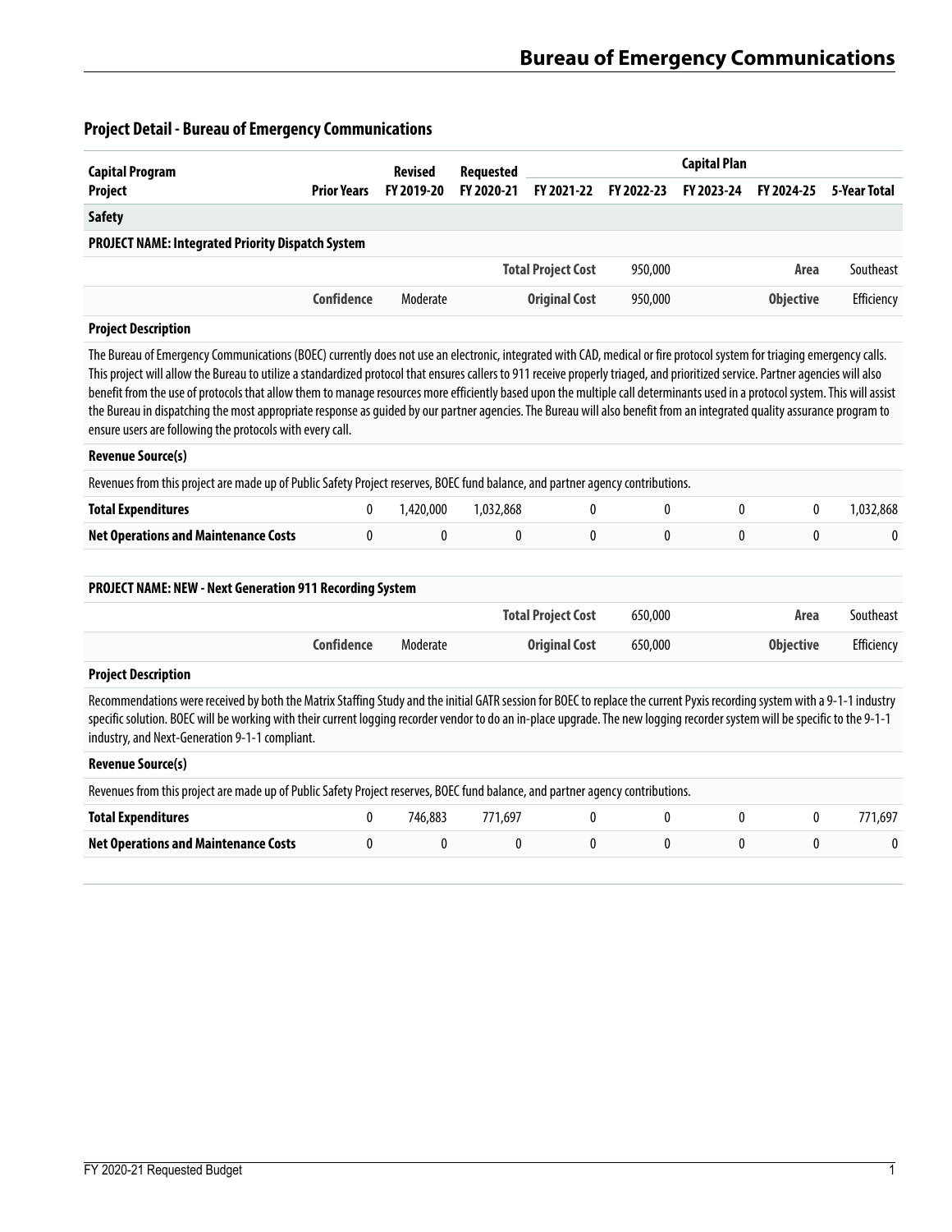## Project Detail - Bureau of Emergency Communications

| Capital Program Project | Prior Years | Revised FY 2019-20 | Requested FY 2020-21 | Capital Plan FY 2021-22 | FY 2022-23 | FY 2023-24 | FY 2024-25 | 5-Year Total |
|---|---|---|---|---|---|---|---|---|
| **Safety** | | | | | | | | |
| **PROJECT NAME: Integrated Priority Dispatch System** | | | | | | | | |
| | | | | **Total Project Cost** | 950,000 | | **Area** | Southeast |
| | **Confidence** | Moderate | | **Original Cost** | 950,000 | | **Objective** | Efficiency |
| **Project Description** | | | | | | | | |
| The Bureau of Emergency Communications (BOEC) currently does not use an electronic, integrated with CAD, medical or fire protocol system for triaging emergency calls. This project will allow the Bureau to utilize a standardized protocol that ensures callers to 911 receive properly triaged, and prioritized service. Partner agencies will also benefit from the use of protocols that allow them to manage resources more efficiently based upon the multiple call determinants used in a protocol system. This will assist the Bureau in dispatching the most appropriate response as guided by our partner agencies. The Bureau will also benefit from an integrated quality assurance program to ensure users are following the protocols with every call. | | | | | | | | |
| **Revenue Source(s)** | | | | | | | | |
| Revenues from this project are made up of Public Safety Project reserves, BOEC fund balance, and partner agency contributions. | | | | | | | | |
| **Total Expenditures** | 0 | 1,420,000 | 1,032,868 | 0 | 0 | 0 | 0 | 1,032,868 |
| **Net Operations and Maintenance Costs** | 0 | 0 | 0 | 0 | 0 | 0 | 0 | 0 |
| **PROJECT NAME: NEW - Next Generation 911 Recording System** | | | | | | | | |
| | | | | **Total Project Cost** | 650,000 | | **Area** | Southeast |
| | **Confidence** | Moderate | | **Original Cost** | 650,000 | | **Objective** | Efficiency |
| **Project Description** | | | | | | | | |
| Recommendations were received by both the Matrix Staffing Study and the initial GATR session for BOEC to replace the current Pyxis recording system with a 9-1-1 industry specific solution. BOEC will be working with their current logging recorder vendor to do an in-place upgrade. The new logging recorder system will be specific to the 9-1-1 industry, and Next-Generation 9-1-1 compliant. | | | | | | | | |
| **Revenue Source(s)** | | | | | | | | |
| Revenues from this project are made up of Public Safety Project reserves, BOEC fund balance, and partner agency contributions. | | | | | | | | |
| **Total Expenditures** | 0 | 746,883 | 771,697 | 0 | 0 | 0 | 0 | 771,697 |
| **Net Operations and Maintenance Costs** | 0 | 0 | 0 | 0 | 0 | 0 | 0 | 0 |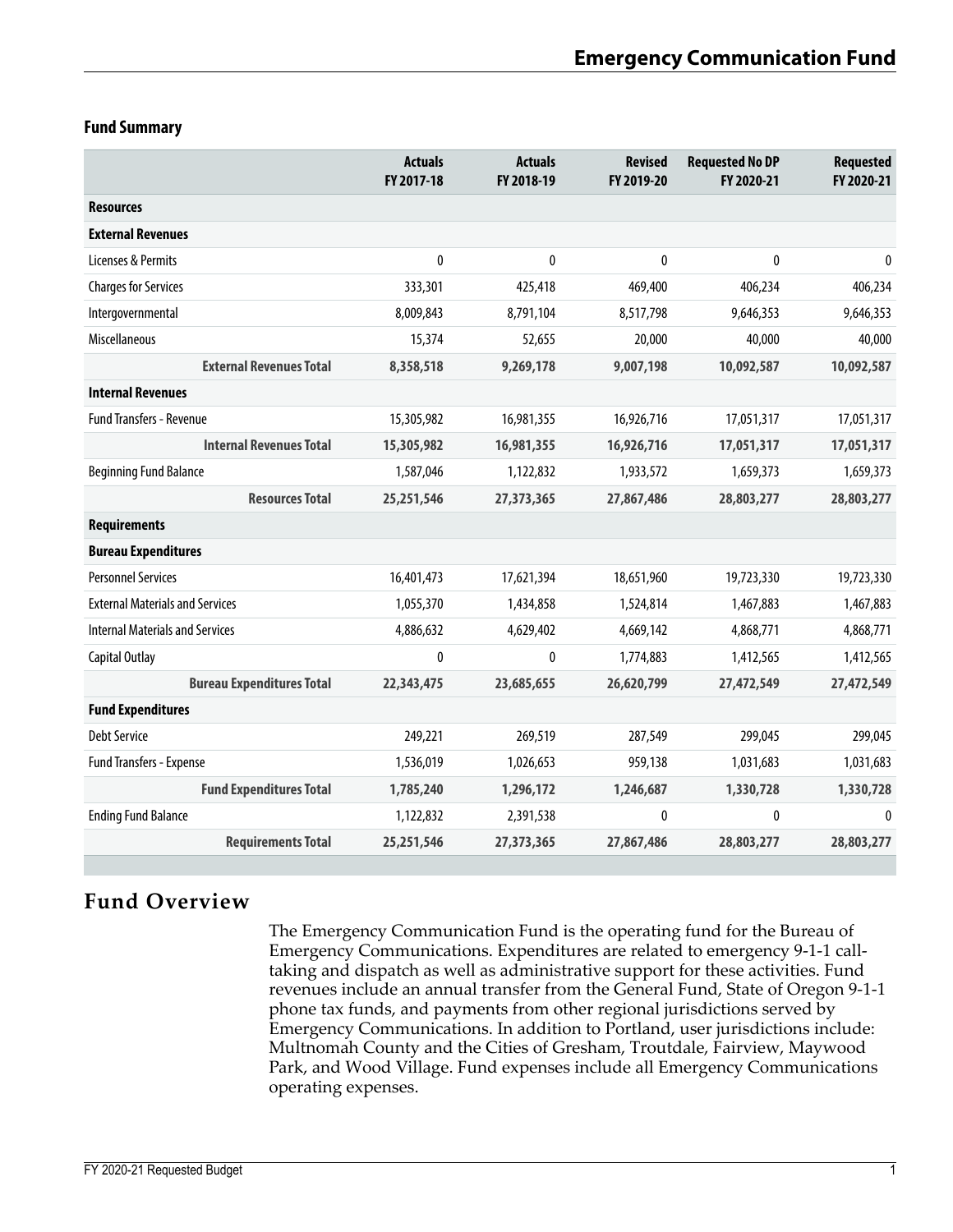# Emergency Communication Fund

## Fund Summary

| | Actuals FY 2017-18 | Actuals FY 2018-19 | Revised FY 2019-20 | Requested No DP FY 2020-21 | Requested FY 2020-21 |
|---|---|---|---|---|---|
| **Resources** | | | | | |
| **External Revenues** | | | | | |
| Licenses & Permits | 0 | 0 | 0 | 0 | 0 |
| Charges for Services | 333,301 | 425,418 | 469,400 | 406,234 | 406,234 |
| Intergovernmental | 8,009,843 | 8,791,104 | 8,517,798 | 9,646,353 | 9,646,353 |
| Miscellaneous | 15,374 | 52,655 | 20,000 | 40,000 | 40,000 |
| **External Revenues Total** | **8,358,518** | **9,269,178** | **9,007,198** | **10,092,587** | **10,092,587** |
| **Internal Revenues** | | | | | |
| Fund Transfers - Revenue | 15,305,982 | 16,981,355 | 16,926,716 | 17,051,317 | 17,051,317 |
| **Internal Revenues Total** | **15,305,982** | **16,981,355** | **16,926,716** | **17,051,317** | **17,051,317** |
| Beginning Fund Balance | 1,587,046 | 1,122,832 | 1,933,572 | 1,659,373 | 1,659,373 |
| **Resources Total** | **25,251,546** | **27,373,365** | **27,867,486** | **28,803,277** | **28,803,277** |
| **Requirements** | | | | | |
| **Bureau Expenditures** | | | | | |
| Personnel Services | 16,401,473 | 17,621,394 | 18,651,960 | 19,723,330 | 19,723,330 |
| External Materials and Services | 1,055,370 | 1,434,858 | 1,524,814 | 1,467,883 | 1,467,883 |
| Internal Materials and Services | 4,886,632 | 4,629,402 | 4,669,142 | 4,868,771 | 4,868,771 |
| Capital Outlay | 0 | 0 | 1,774,883 | 1,412,565 | 1,412,565 |
| **Bureau Expenditures Total** | **22,343,475** | **23,685,655** | **26,620,799** | **27,472,549** | **27,472,549** |
| **Fund Expenditures** | | | | | |
| Debt Service | 249,221 | 269,519 | 287,549 | 299,045 | 299,045 |
| Fund Transfers - Expense | 1,536,019 | 1,026,653 | 959,138 | 1,031,683 | 1,031,683 |
| **Fund Expenditures Total** | **1,785,240** | **1,296,172** | **1,246,687** | **1,330,728** | **1,330,728** |
| Ending Fund Balance | 1,122,832 | 2,391,538 | 0 | 0 | 0 |
| **Requirements Total** | **25,251,546** | **27,373,365** | **27,867,486** | **28,803,277** | **28,803,277** |

## Fund Overview

The Emergency Communication Fund is the operating fund for the Bureau of Emergency Communications. Expenditures are related to emergency 9-1-1 call-taking and dispatch as well as administrative support for these activities. Fund revenues include an annual transfer from the General Fund, State of Oregon 9-1-1 phone tax funds, and payments from other regional jurisdictions served by Emergency Communications. In addition to Portland, user jurisdictions include: Multnomah County and the Cities of Gresham, Troutdale, Fairview, Maywood Park, and Wood Village. Fund expenses include all Emergency Communications operating expenses.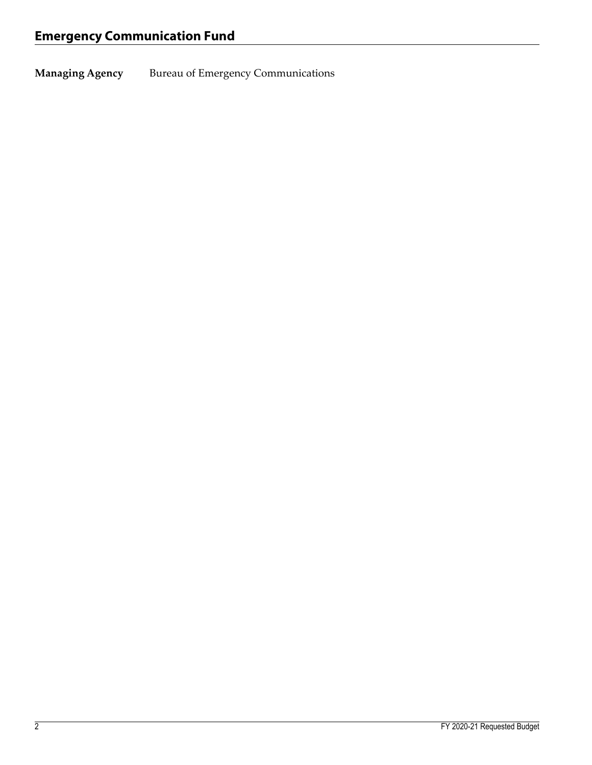## Emergency Communication Fund

**Managing Agency** Bureau of Emergency Communications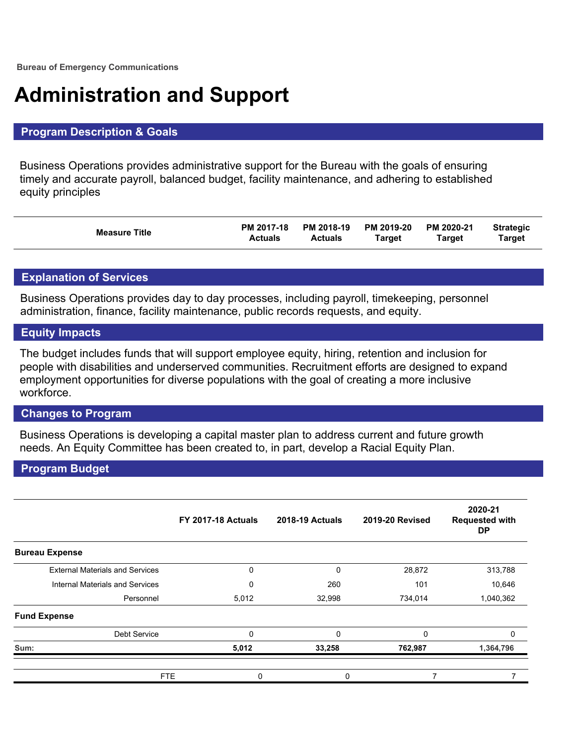Bureau of Emergency Communications

# Administration and Support

## Program Description & Goals

Business Operations provides administrative support for the Bureau with the goals of ensuring timely and accurate payroll, balanced budget, facility maintenance, and adhering to established equity principles

| Measure Title | PM 2017-18 Actuals | PM 2018-19 Actuals | PM 2019-20 Target | PM 2020-21 Target | Strategic Target |
|---|---|---|---|---|---|

## Explanation of Services

Business Operations provides day to day processes, including payroll, timekeeping, personnel administration, finance, facility maintenance, public records requests, and equity.

## Equity Impacts

The budget includes funds that will support employee equity, hiring, retention and inclusion for people with disabilities and underserved communities. Recruitment efforts are designed to expand employment opportunities for diverse populations with the goal of creating a more inclusive workforce.

## Changes to Program

Business Operations is developing a capital master plan to address current and future growth needs. An Equity Committee has been created to, in part, develop a Racial Equity Plan.

## Program Budget

| | FY 2017-18 Actuals | 2018-19 Actuals | 2019-20 Revised | 2020-21 Requested with DP |
|---|---|---|---|---|
| **Bureau Expense** | | | | |
| External Materials and Services | 0 | 0 | 28,872 | 313,788 |
| Internal Materials and Services | 0 | 260 | 101 | 10,646 |
| Personnel | 5,012 | 32,998 | 734,014 | 1,040,362 |
| **Fund Expense** | | | | |
| Debt Service | 0 | 0 | 0 | 0 |
| **Sum:** | **5,012** | **33,258** | **762,987** | **1,364,796** |
| FTE | 0 | 0 | 7 | 7 |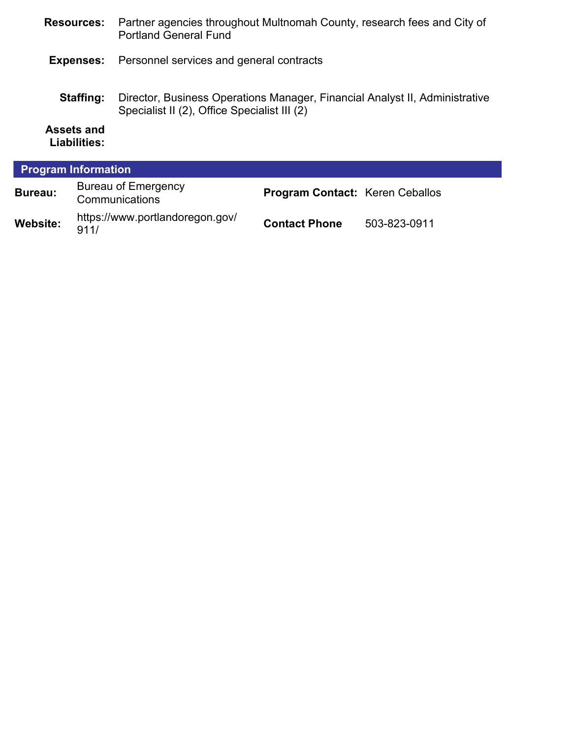**Resources:** Partner agencies throughout Multnomah County, research fees and City of Portland General Fund

**Expenses:** Personnel services and general contracts

**Staffing:** Director, Business Operations Manager, Financial Analyst II, Administrative Specialist II (2), Office Specialist III (2)

**Assets and Liabilities:**

## Program Information

| | | | |
|---|---|---|---|
| **Bureau:** | Bureau of Emergency Communications | **Program Contact:** | Keren Ceballos |
| **Website:** | https://www.portlandoregon.gov/911/ | **Contact Phone** | 503-823-0911 |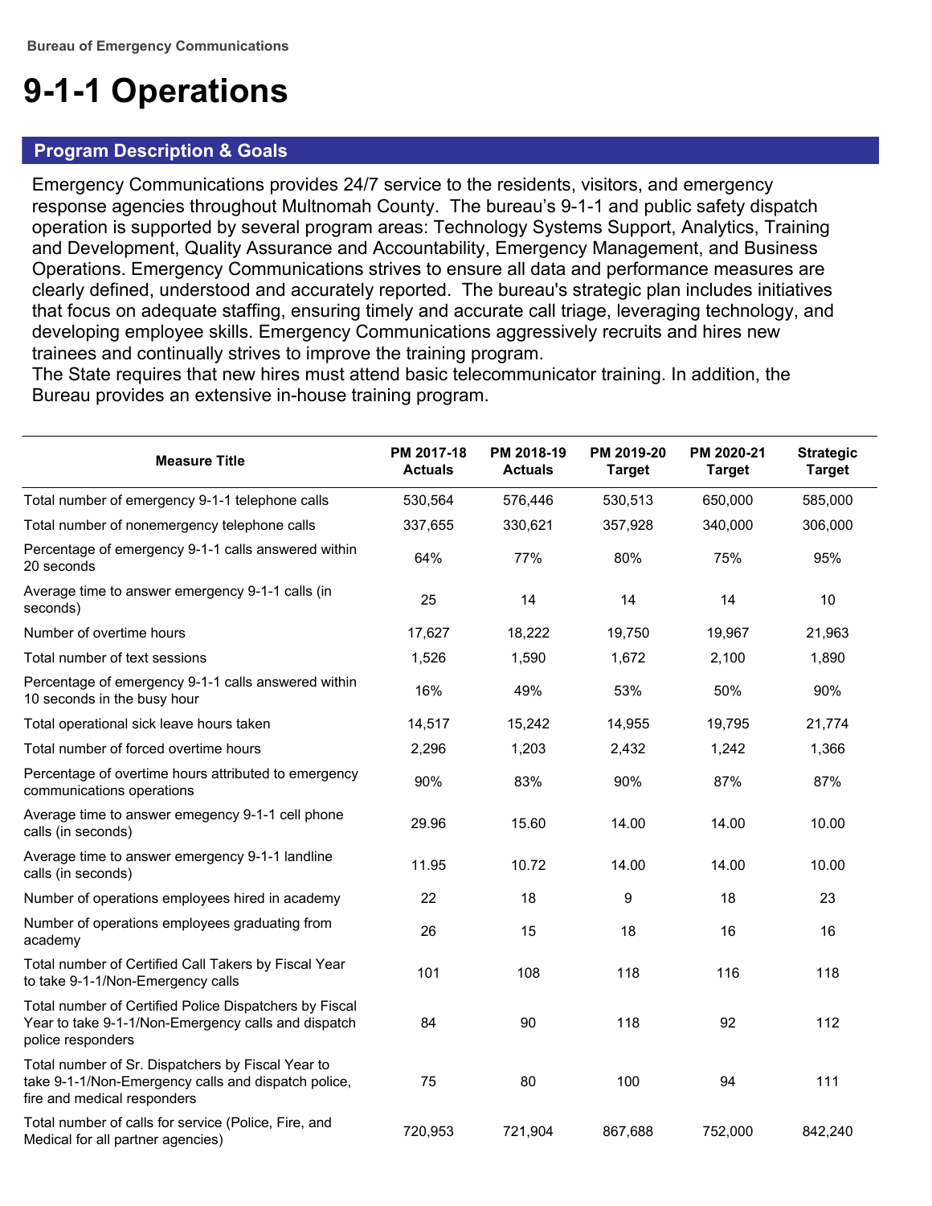Bureau of Emergency Communications

# 9-1-1 Operations

## Program Description & Goals

Emergency Communications provides 24/7 service to the residents, visitors, and emergency response agencies throughout Multnomah County. The bureau's 9-1-1 and public safety dispatch operation is supported by several program areas: Technology Systems Support, Analytics, Training and Development, Quality Assurance and Accountability, Emergency Management, and Business Operations. Emergency Communications strives to ensure all data and performance measures are clearly defined, understood and accurately reported. The bureau's strategic plan includes initiatives that focus on adequate staffing, ensuring timely and accurate call triage, leveraging technology, and developing employee skills. Emergency Communications aggressively recruits and hires new trainees and continually strives to improve the training program.
The State requires that new hires must attend basic telecommunicator training. In addition, the Bureau provides an extensive in-house training program.

| Measure Title | PM 2017-18 Actuals | PM 2018-19 Actuals | PM 2019-20 Target | PM 2020-21 Target | Strategic Target |
|---|---|---|---|---|---|
| Total number of emergency 9-1-1 telephone calls | 530,564 | 576,446 | 530,513 | 650,000 | 585,000 |
| Total number of nonemergency telephone calls | 337,655 | 330,621 | 357,928 | 340,000 | 306,000 |
| Percentage of emergency 9-1-1 calls answered within 20 seconds | 64% | 77% | 80% | 75% | 95% |
| Average time to answer emergency 9-1-1 calls (in seconds) | 25 | 14 | 14 | 14 | 10 |
| Number of overtime hours | 17,627 | 18,222 | 19,750 | 19,967 | 21,963 |
| Total number of text sessions | 1,526 | 1,590 | 1,672 | 2,100 | 1,890 |
| Percentage of emergency 9-1-1 calls answered within 10 seconds in the busy hour | 16% | 49% | 53% | 50% | 90% |
| Total operational sick leave hours taken | 14,517 | 15,242 | 14,955 | 19,795 | 21,774 |
| Total number of forced overtime hours | 2,296 | 1,203 | 2,432 | 1,242 | 1,366 |
| Percentage of overtime hours attributed to emergency communications operations | 90% | 83% | 90% | 87% | 87% |
| Average time to answer emegency 9-1-1 cell phone calls (in seconds) | 29.96 | 15.60 | 14.00 | 14.00 | 10.00 |
| Average time to answer emergency 9-1-1 landline calls (in seconds) | 11.95 | 10.72 | 14.00 | 14.00 | 10.00 |
| Number of operations employees hired in academy | 22 | 18 | 9 | 18 | 23 |
| Number of operations employees graduating from academy | 26 | 15 | 18 | 16 | 16 |
| Total number of Certified Call Takers by Fiscal Year to take 9-1-1/Non-Emergency calls | 101 | 108 | 118 | 116 | 118 |
| Total number of Certified Police Dispatchers by Fiscal Year to take 9-1-1/Non-Emergency calls and dispatch police responders | 84 | 90 | 118 | 92 | 112 |
| Total number of Sr. Dispatchers by Fiscal Year to take 9-1-1/Non-Emergency calls and dispatch police, fire and medical responders | 75 | 80 | 100 | 94 | 111 |
| Total number of calls for service (Police, Fire, and Medical for all partner agencies) | 720,953 | 721,904 | 867,688 | 752,000 | 842,240 |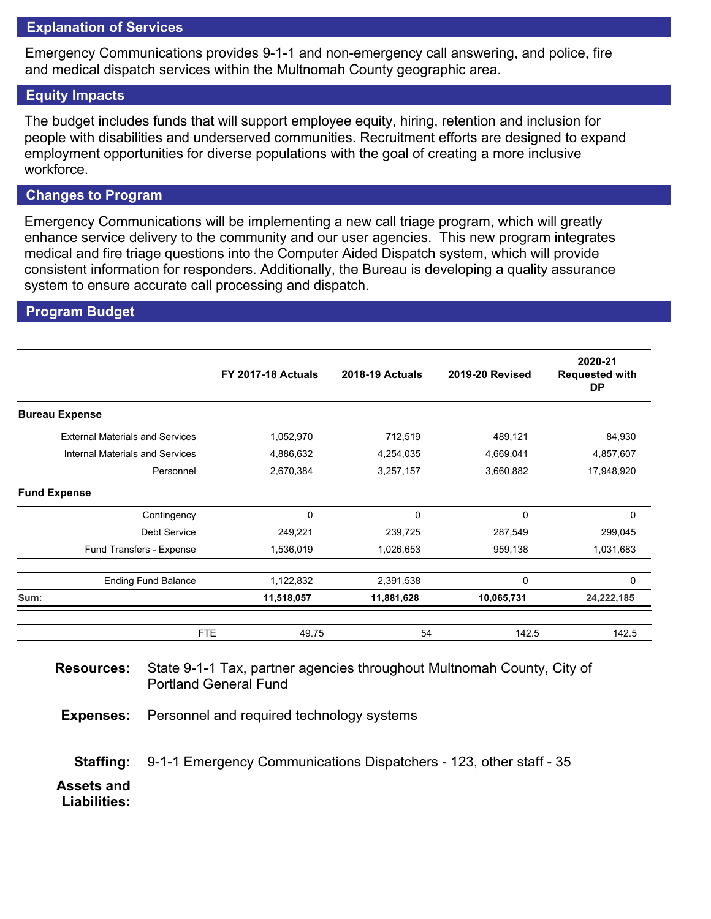## Explanation of Services

Emergency Communications provides 9-1-1 and non-emergency call answering, and police, fire and medical dispatch services within the Multnomah County geographic area.

## Equity Impacts

The budget includes funds that will support employee equity, hiring, retention and inclusion for people with disabilities and underserved communities. Recruitment efforts are designed to expand employment opportunities for diverse populations with the goal of creating a more inclusive workforce.

## Changes to Program

Emergency Communications will be implementing a new call triage program, which will greatly enhance service delivery to the community and our user agencies. This new program integrates medical and fire triage questions into the Computer Aided Dispatch system, which will provide consistent information for responders. Additionally, the Bureau is developing a quality assurance system to ensure accurate call processing and dispatch.

## Program Budget

| | FY 2017-18 Actuals | 2018-19 Actuals | 2019-20 Revised | 2020-21 Requested with DP |
|---|---|---|---|---|
| **Bureau Expense** | | | | |
| External Materials and Services | 1,052,970 | 712,519 | 489,121 | 84,930 |
| Internal Materials and Services | 4,886,632 | 4,254,035 | 4,669,041 | 4,857,607 |
| Personnel | 2,670,384 | 3,257,157 | 3,660,882 | 17,948,920 |
| **Fund Expense** | | | | |
| Contingency | 0 | 0 | 0 | 0 |
| Debt Service | 249,221 | 239,725 | 287,549 | 299,045 |
| Fund Transfers - Expense | 1,536,019 | 1,026,653 | 959,138 | 1,031,683 |
| Ending Fund Balance | 1,122,832 | 2,391,538 | 0 | 0 |
| **Sum:** | **11,518,057** | **11,881,628** | **10,065,731** | **24,222,185** |
| FTE | 49.75 | 54 | 142.5 | 142.5 |

**Resources:** State 9-1-1 Tax, partner agencies throughout Multnomah County, City of Portland General Fund

**Expenses:** Personnel and required technology systems

**Staffing:** 9-1-1 Emergency Communications Dispatchers - 123, other staff - 35

**Assets and Liabilities:**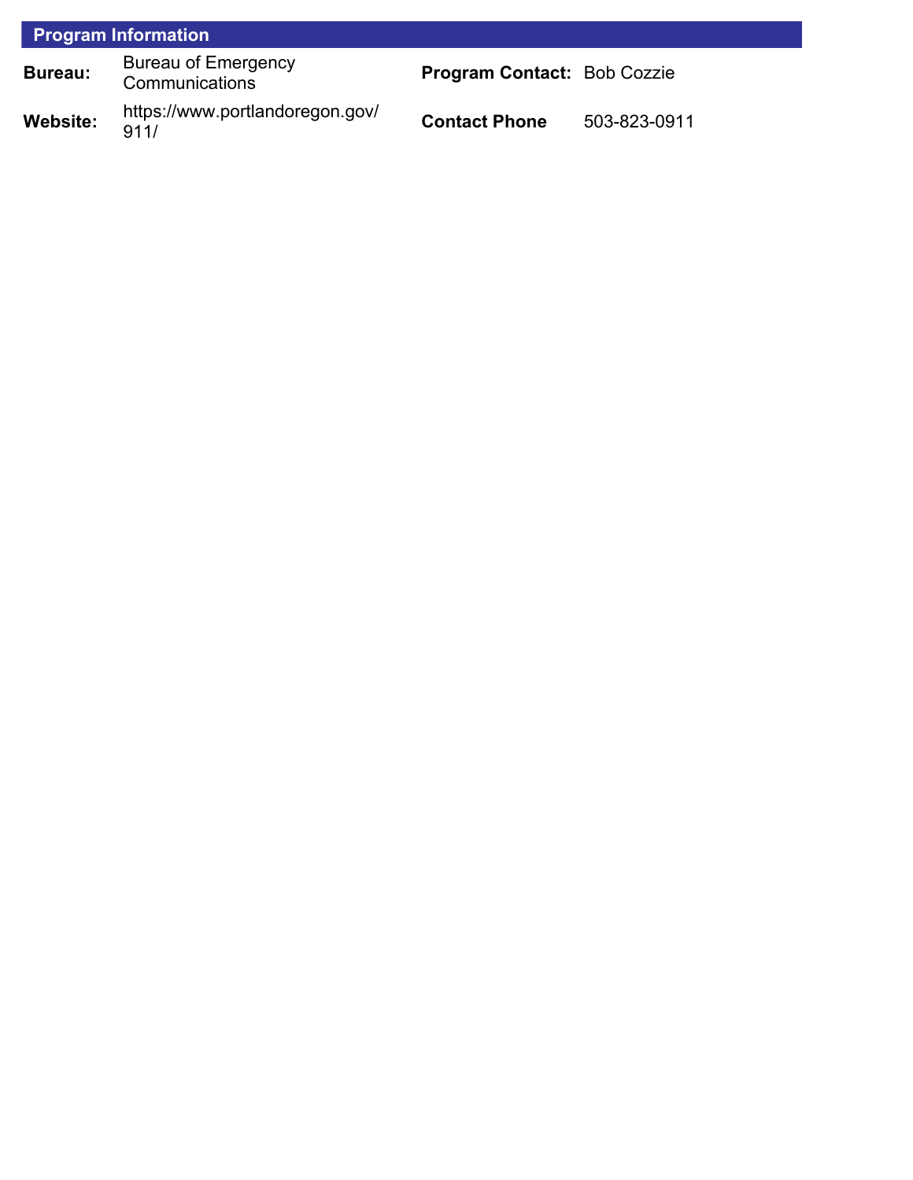## Program Information

| Bureau: | Bureau of Emergency Communications | Program Contact: | Bob Cozzie |
|---|---|---|---|
| Website: | https://www.portlandoregon.gov/911/ | Contact Phone | 503-823-0911 |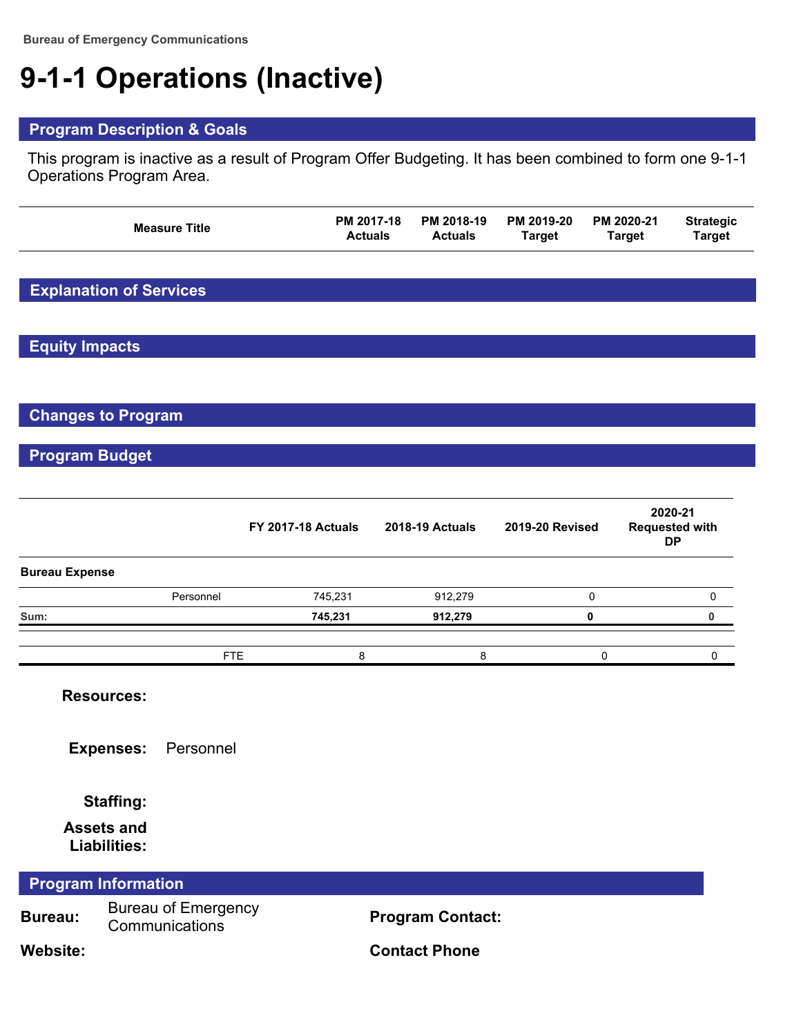Bureau of Emergency Communications

# 9-1-1 Operations (Inactive)

## Program Description & Goals

This program is inactive as a result of Program Offer Budgeting. It has been combined to form one 9-1-1 Operations Program Area.

| Measure Title | PM 2017-18 Actuals | PM 2018-19 Actuals | PM 2019-20 Target | PM 2020-21 Target | Strategic Target |
|---|---|---|---|---|---|

## Explanation of Services

## Equity Impacts

## Changes to Program

## Program Budget

| | | FY 2017-18 Actuals | 2018-19 Actuals | 2019-20 Revised | 2020-21 Requested with DP |
|---|---|---|---|---|---|
| **Bureau Expense** | | | | | |
| | Personnel | 745,231 | 912,279 | 0 | 0 |
| **Sum:** | | **745,231** | **912,279** | **0** | **0** |
| | FTE | 8 | 8 | 0 | 0 |

**Resources:**

**Expenses:** Personnel

**Staffing:**

**Assets and Liabilities:**

## Program Information

**Bureau:** Bureau of Emergency Communications

**Program Contact:**

**Website:**

**Contact Phone**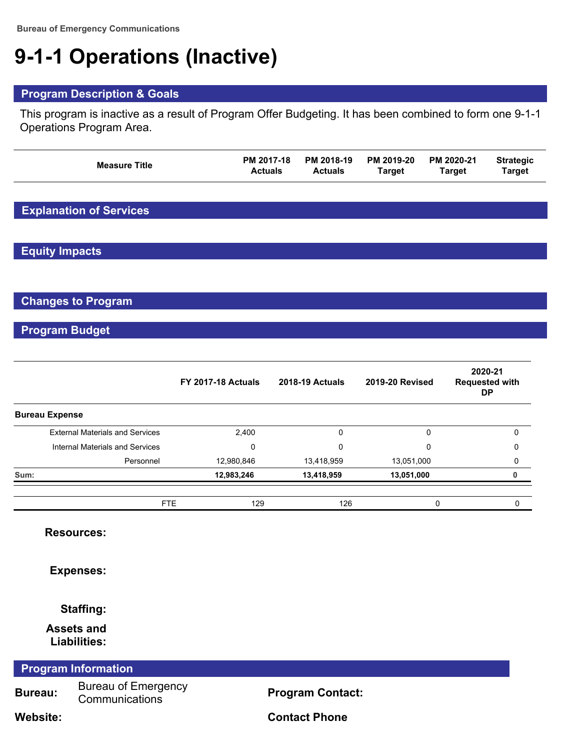Bureau of Emergency Communications

# 9-1-1 Operations (Inactive)

## Program Description & Goals

This program is inactive as a result of Program Offer Budgeting. It has been combined to form one 9-1-1 Operations Program Area.

| Measure Title | PM 2017-18 Actuals | PM 2018-19 Actuals | PM 2019-20 Target | PM 2020-21 Target | Strategic Target |
|---|---|---|---|---|---|

## Explanation of Services

## Equity Impacts

## Changes to Program

## Program Budget

| | FY 2017-18 Actuals | 2018-19 Actuals | 2019-20 Revised | 2020-21 Requested with DP |
|---|---|---|---|---|
| **Bureau Expense** | | | | |
| External Materials and Services | 2,400 | 0 | 0 | 0 |
| Internal Materials and Services | 0 | 0 | 0 | 0 |
| Personnel | 12,980,846 | 13,418,959 | 13,051,000 | 0 |
| **Sum:** | **12,983,246** | **13,418,959** | **13,051,000** | **0** |
| FTE | 129 | 126 | 0 | 0 |

**Resources:**

**Expenses:**

**Staffing:**

**Assets and Liabilities:**

## Program Information

**Bureau:** Bureau of Emergency Communications

**Program Contact:**

**Website:**

**Contact Phone**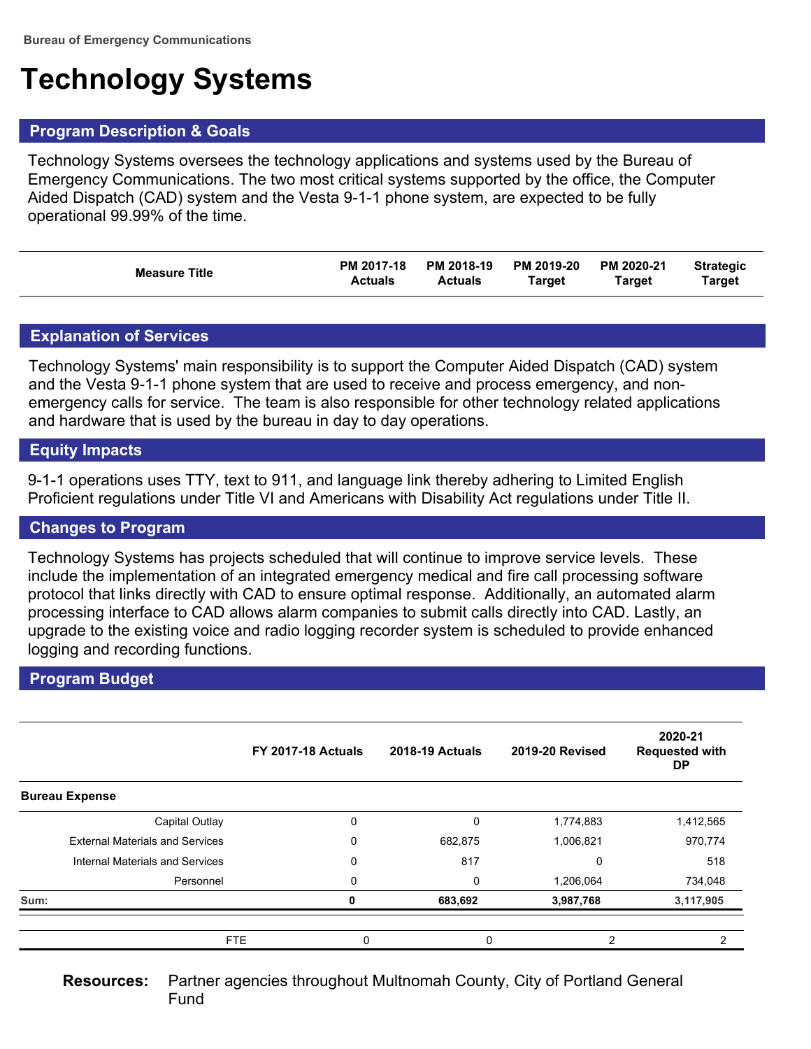Bureau of Emergency Communications

# Technology Systems

## Program Description & Goals

Technology Systems oversees the technology applications and systems used by the Bureau of Emergency Communications. The two most critical systems supported by the office, the Computer Aided Dispatch (CAD) system and the Vesta 9-1-1 phone system, are expected to be fully operational 99.99% of the time.

| Measure Title | PM 2017-18 Actuals | PM 2018-19 Actuals | PM 2019-20 Target | PM 2020-21 Target | Strategic Target |
|---|---|---|---|---|---|

## Explanation of Services

Technology Systems' main responsibility is to support the Computer Aided Dispatch (CAD) system and the Vesta 9-1-1 phone system that are used to receive and process emergency, and non-emergency calls for service. The team is also responsible for other technology related applications and hardware that is used by the bureau in day to day operations.

## Equity Impacts

9-1-1 operations uses TTY, text to 911, and language link thereby adhering to Limited English Proficient regulations under Title VI and Americans with Disability Act regulations under Title II.

## Changes to Program

Technology Systems has projects scheduled that will continue to improve service levels. These include the implementation of an integrated emergency medical and fire call processing software protocol that links directly with CAD to ensure optimal response. Additionally, an automated alarm processing interface to CAD allows alarm companies to submit calls directly into CAD. Lastly, an upgrade to the existing voice and radio logging recorder system is scheduled to provide enhanced logging and recording functions.

## Program Budget

| | FY 2017-18 Actuals | 2018-19 Actuals | 2019-20 Revised | 2020-21 Requested with DP |
|---|---|---|---|---|
| **Bureau Expense** | | | | |
| Capital Outlay | 0 | 0 | 1,774,883 | 1,412,565 |
| External Materials and Services | 0 | 682,875 | 1,006,821 | 970,774 |
| Internal Materials and Services | 0 | 817 | 0 | 518 |
| Personnel | 0 | 0 | 1,206,064 | 734,048 |
| **Sum:** | **0** | **683,692** | **3,987,768** | **3,117,905** |
| FTE | 0 | 0 | 2 | 2 |

**Resources:** Partner agencies throughout Multnomah County, City of Portland General Fund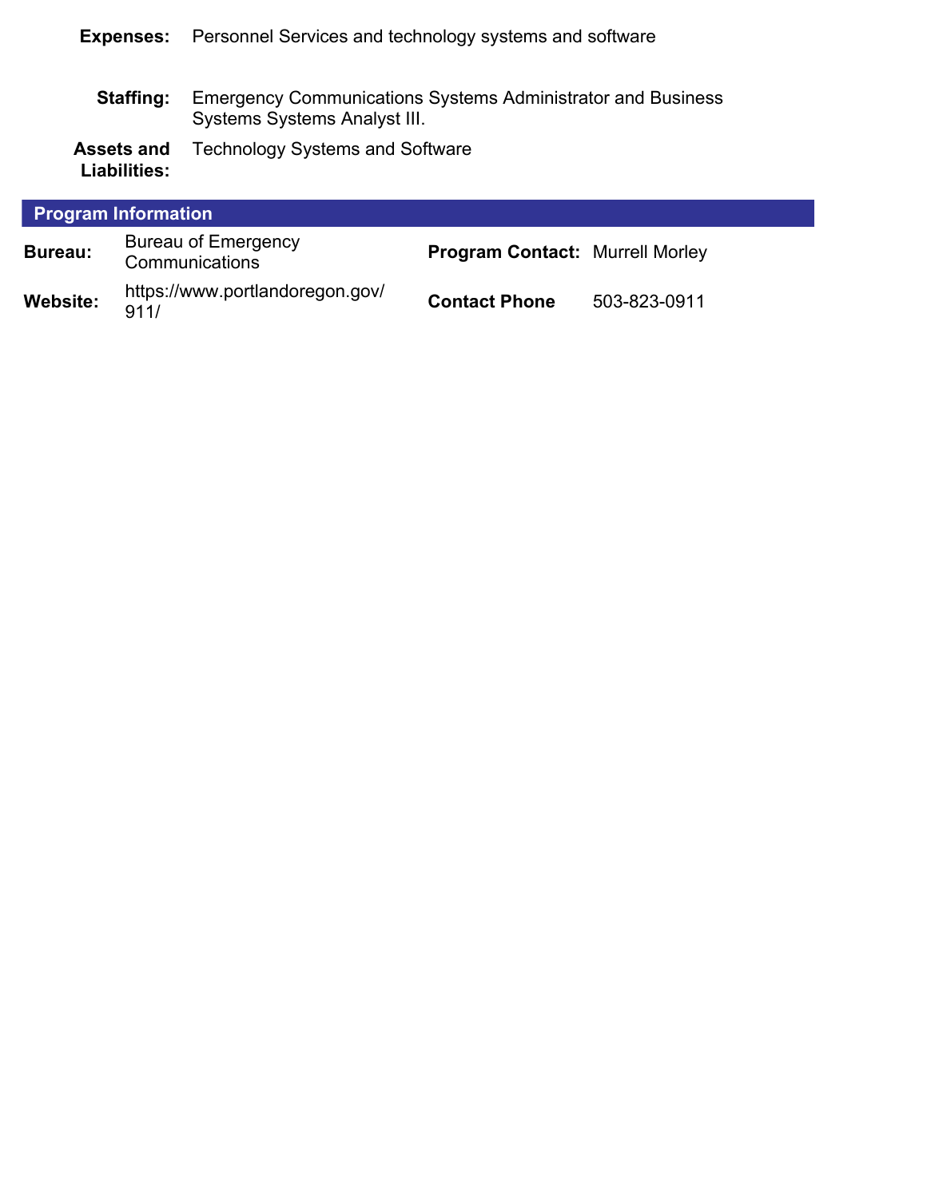**Expenses:** Personnel Services and technology systems and software

**Staffing:** Emergency Communications Systems Administrator and Business Systems Systems Analyst III.

**Assets and Liabilities:** Technology Systems and Software

## Program Information

| | | | |
|---|---|---|---|
| **Bureau:** | Bureau of Emergency Communications | **Program Contact:** | Murrell Morley |
| **Website:** | https://www.portlandoregon.gov/911/ | **Contact Phone** | 503-823-0911 |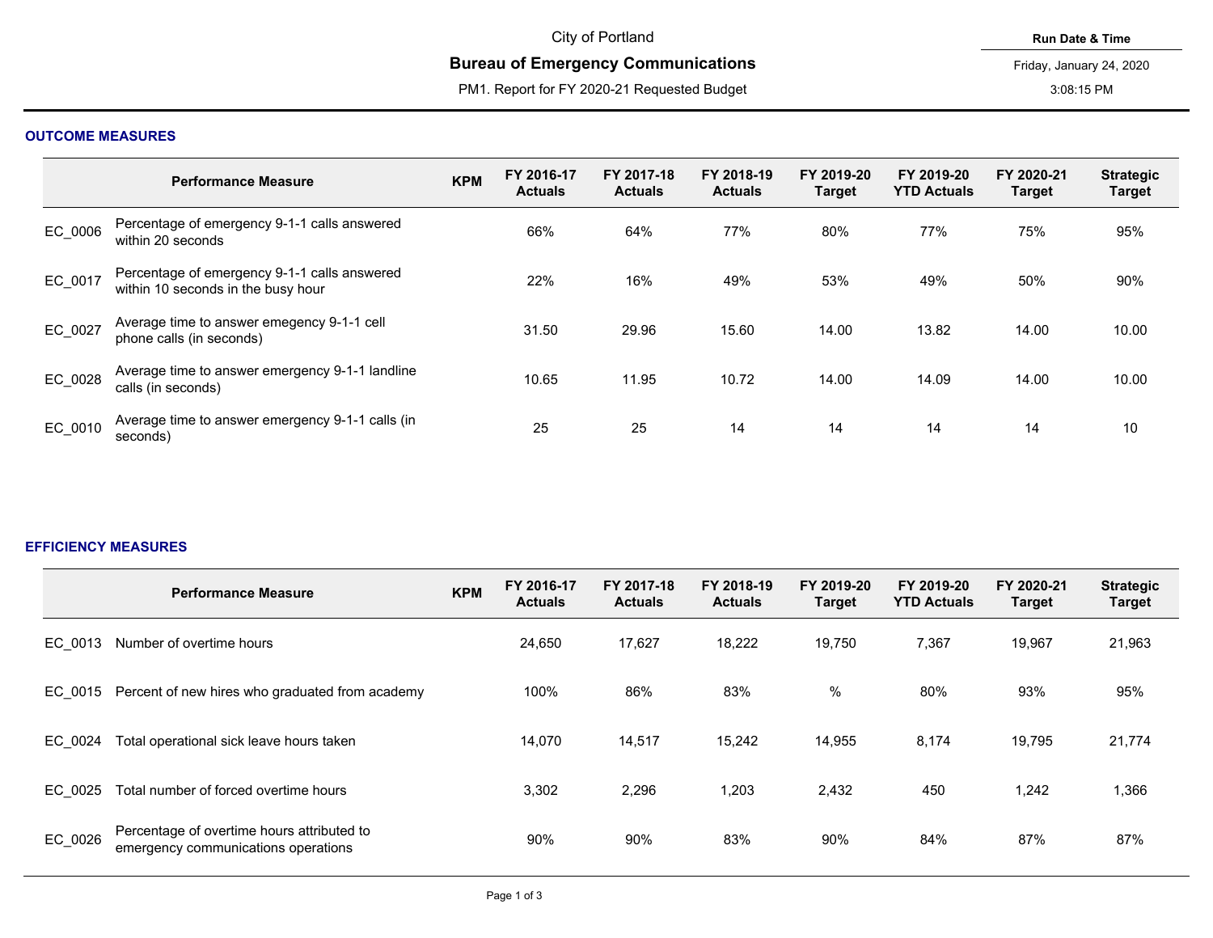City of Portland

# Bureau of Emergency Communications

PM1. Report for FY 2020-21 Requested Budget

**Run Date & Time**

Friday, January 24, 2020

3:08:15 PM

## OUTCOME MEASURES

| | Performance Measure | KPM | FY 2016-17 Actuals | FY 2017-18 Actuals | FY 2018-19 Actuals | FY 2019-20 Target | FY 2019-20 YTD Actuals | FY 2020-21 Target | Strategic Target |
|---|---|---|---|---|---|---|---|---|---|
| EC_0006 | Percentage of emergency 9-1-1 calls answered within 20 seconds | | 66% | 64% | 77% | 80% | 77% | 75% | 95% |
| EC_0017 | Percentage of emergency 9-1-1 calls answered within 10 seconds in the busy hour | | 22% | 16% | 49% | 53% | 49% | 50% | 90% |
| EC_0027 | Average time to answer emegency 9-1-1 cell phone calls (in seconds) | | 31.50 | 29.96 | 15.60 | 14.00 | 13.82 | 14.00 | 10.00 |
| EC_0028 | Average time to answer emergency 9-1-1 landline calls (in seconds) | | 10.65 | 11.95 | 10.72 | 14.00 | 14.09 | 14.00 | 10.00 |
| EC_0010 | Average time to answer emergency 9-1-1 calls (in seconds) | | 25 | 25 | 14 | 14 | 14 | 14 | 10 |

## EFFICIENCY MEASURES

| | Performance Measure | KPM | FY 2016-17 Actuals | FY 2017-18 Actuals | FY 2018-19 Actuals | FY 2019-20 Target | FY 2019-20 YTD Actuals | FY 2020-21 Target | Strategic Target |
|---|---|---|---|---|---|---|---|---|---|
| EC_0013 | Number of overtime hours | | 24,650 | 17,627 | 18,222 | 19,750 | 7,367 | 19,967 | 21,963 |
| EC_0015 | Percent of new hires who graduated from academy | | 100% | 86% | 83% | % | 80% | 93% | 95% |
| EC_0024 | Total operational sick leave hours taken | | 14,070 | 14,517 | 15,242 | 14,955 | 8,174 | 19,795 | 21,774 |
| EC_0025 | Total number of forced overtime hours | | 3,302 | 2,296 | 1,203 | 2,432 | 450 | 1,242 | 1,366 |
| EC_0026 | Percentage of overtime hours attributed to emergency communications operations | | 90% | 90% | 83% | 90% | 84% | 87% | 87% |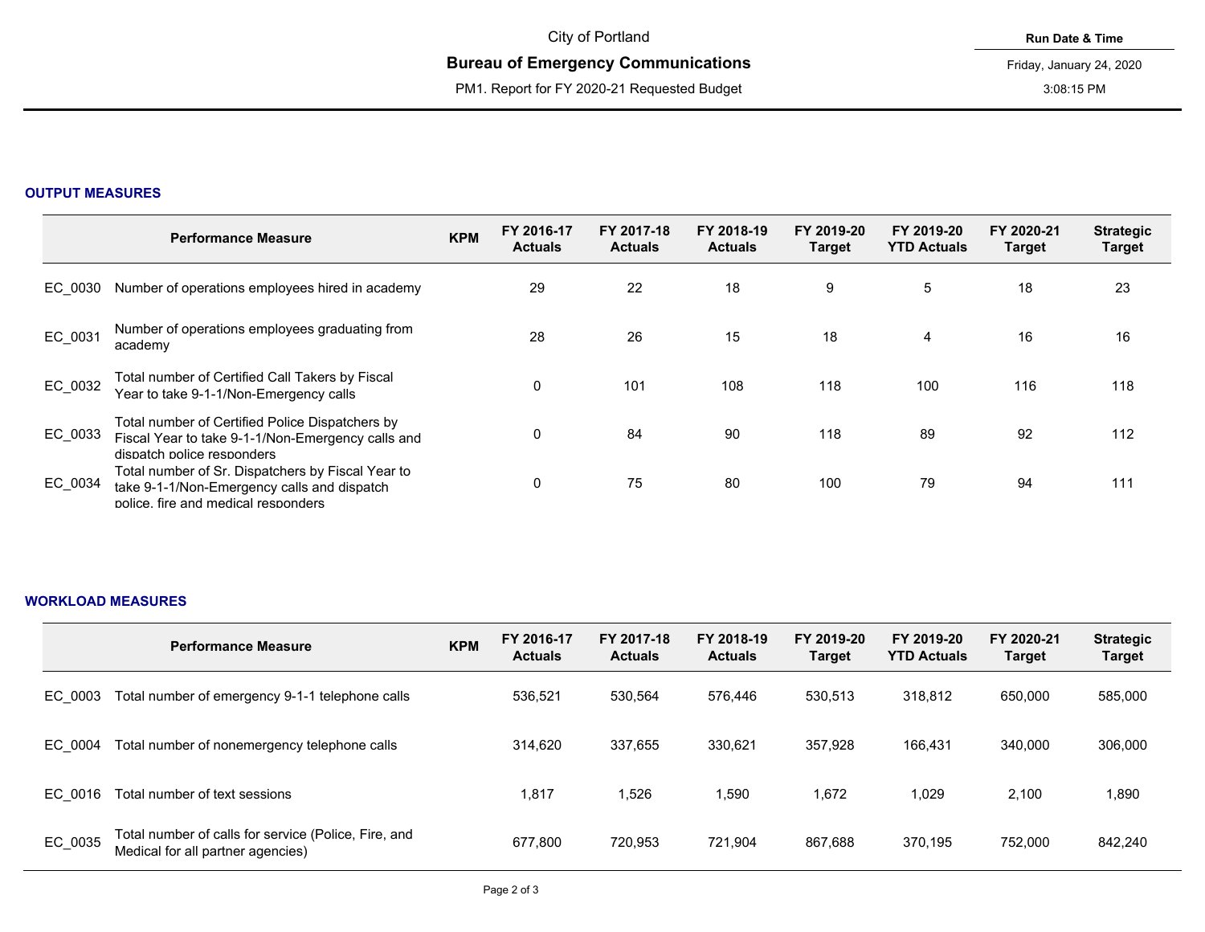City of Portland

## Bureau of Emergency Communications

PM1. Report for FY 2020-21 Requested Budget

**Run Date & Time**

Friday, January 24, 2020

3:08:15 PM

### OUTPUT MEASURES

| | Performance Measure | KPM | FY 2016-17 Actuals | FY 2017-18 Actuals | FY 2018-19 Actuals | FY 2019-20 Target | FY 2019-20 YTD Actuals | FY 2020-21 Target | Strategic Target |
|---|---|---|---|---|---|---|---|---|---|
| EC_0030 | Number of operations employees hired in academy | | 29 | 22 | 18 | 9 | 5 | 18 | 23 |
| EC_0031 | Number of operations employees graduating from academy | | 28 | 26 | 15 | 18 | 4 | 16 | 16 |
| EC_0032 | Total number of Certified Call Takers by Fiscal Year to take 9-1-1/Non-Emergency calls | | 0 | 101 | 108 | 118 | 100 | 116 | 118 |
| EC_0033 | Total number of Certified Police Dispatchers by Fiscal Year to take 9-1-1/Non-Emergency calls and dispatch police responders | | 0 | 84 | 90 | 118 | 89 | 92 | 112 |
| EC_0034 | Total number of Sr. Dispatchers by Fiscal Year to take 9-1-1/Non-Emergency calls and dispatch police, fire and medical responders | | 0 | 75 | 80 | 100 | 79 | 94 | 111 |

### WORKLOAD MEASURES

| | Performance Measure | KPM | FY 2016-17 Actuals | FY 2017-18 Actuals | FY 2018-19 Actuals | FY 2019-20 Target | FY 2019-20 YTD Actuals | FY 2020-21 Target | Strategic Target |
|---|---|---|---|---|---|---|---|---|---|
| EC_0003 | Total number of emergency 9-1-1 telephone calls | | 536,521 | 530,564 | 576,446 | 530,513 | 318,812 | 650,000 | 585,000 |
| EC_0004 | Total number of nonemergency telephone calls | | 314,620 | 337,655 | 330,621 | 357,928 | 166,431 | 340,000 | 306,000 |
| EC_0016 | Total number of text sessions | | 1,817 | 1,526 | 1,590 | 1,672 | 1,029 | 2,100 | 1,890 |
| EC_0035 | Total number of calls for service (Police, Fire, and Medical for all partner agencies) | | 677,800 | 720,953 | 721,904 | 867,688 | 370,195 | 752,000 | 842,240 |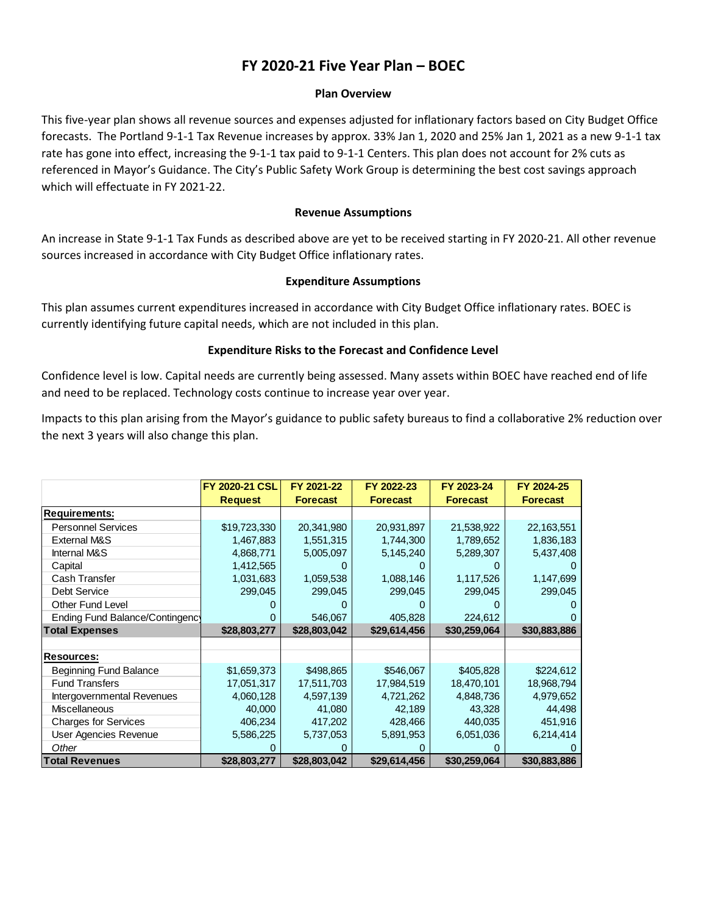# FY 2020-21 Five Year Plan – BOEC

### Plan Overview

This five-year plan shows all revenue sources and expenses adjusted for inflationary factors based on City Budget Office forecasts. The Portland 9-1-1 Tax Revenue increases by approx. 33% Jan 1, 2020 and 25% Jan 1, 2021 as a new 9-1-1 tax rate has gone into effect, increasing the 9-1-1 tax paid to 9-1-1 Centers. This plan does not account for 2% cuts as referenced in Mayor's Guidance. The City's Public Safety Work Group is determining the best cost savings approach which will effectuate in FY 2021-22.

### Revenue Assumptions

An increase in State 9-1-1 Tax Funds as described above are yet to be received starting in FY 2020-21. All other revenue sources increased in accordance with City Budget Office inflationary rates.

### Expenditure Assumptions

This plan assumes current expenditures increased in accordance with City Budget Office inflationary rates. BOEC is currently identifying future capital needs, which are not included in this plan.

### Expenditure Risks to the Forecast and Confidence Level

Confidence level is low. Capital needs are currently being assessed. Many assets within BOEC have reached end of life and need to be replaced. Technology costs continue to increase year over year.

Impacts to this plan arising from the Mayor's guidance to public safety bureaus to find a collaborative 2% reduction over the next 3 years will also change this plan.

| | FY 2020-21 CSL Request | FY 2021-22 Forecast | FY 2022-23 Forecast | FY 2023-24 Forecast | FY 2024-25 Forecast |
|---|---|---|---|---|---|
| **Requirements:** | | | | | |
| Personnel Services | $19,723,330 | 20,341,980 | 20,931,897 | 21,538,922 | 22,163,551 |
| External M&S | 1,467,883 | 1,551,315 | 1,744,300 | 1,789,652 | 1,836,183 |
| Internal M&S | 4,868,771 | 5,005,097 | 5,145,240 | 5,289,307 | 5,437,408 |
| Capital | 1,412,565 | 0 | 0 | 0 | 0 |
| Cash Transfer | 1,031,683 | 1,059,538 | 1,088,146 | 1,117,526 | 1,147,699 |
| Debt Service | 299,045 | 299,045 | 299,045 | 299,045 | 299,045 |
| Other Fund Level | 0 | 0 | 0 | 0 | 0 |
| Ending Fund Balance/Contingency | 0 | 546,067 | 405,828 | 224,612 | 0 |
| **Total Expenses** | **$28,803,277** | **$28,803,042** | **$29,614,456** | **$30,259,064** | **$30,883,886** |
| | | | | | |
| **Resources:** | | | | | |
| Beginning Fund Balance | $1,659,373 | $498,865 | $546,067 | $405,828 | $224,612 |
| Fund Transfers | 17,051,317 | 17,511,703 | 17,984,519 | 18,470,101 | 18,968,794 |
| Intergovernmental Revenues | 4,060,128 | 4,597,139 | 4,721,262 | 4,848,736 | 4,979,652 |
| Miscellaneous | 40,000 | 41,080 | 42,189 | 43,328 | 44,498 |
| Charges for Services | 406,234 | 417,202 | 428,466 | 440,035 | 451,916 |
| User Agencies Revenue | 5,586,225 | 5,737,053 | 5,891,953 | 6,051,036 | 6,214,414 |
| *Other* | 0 | 0 | 0 | 0 | 0 |
| **Total Revenues** | **$28,803,277** | **$28,803,042** | **$29,614,456** | **$30,259,064** | **$30,883,886** |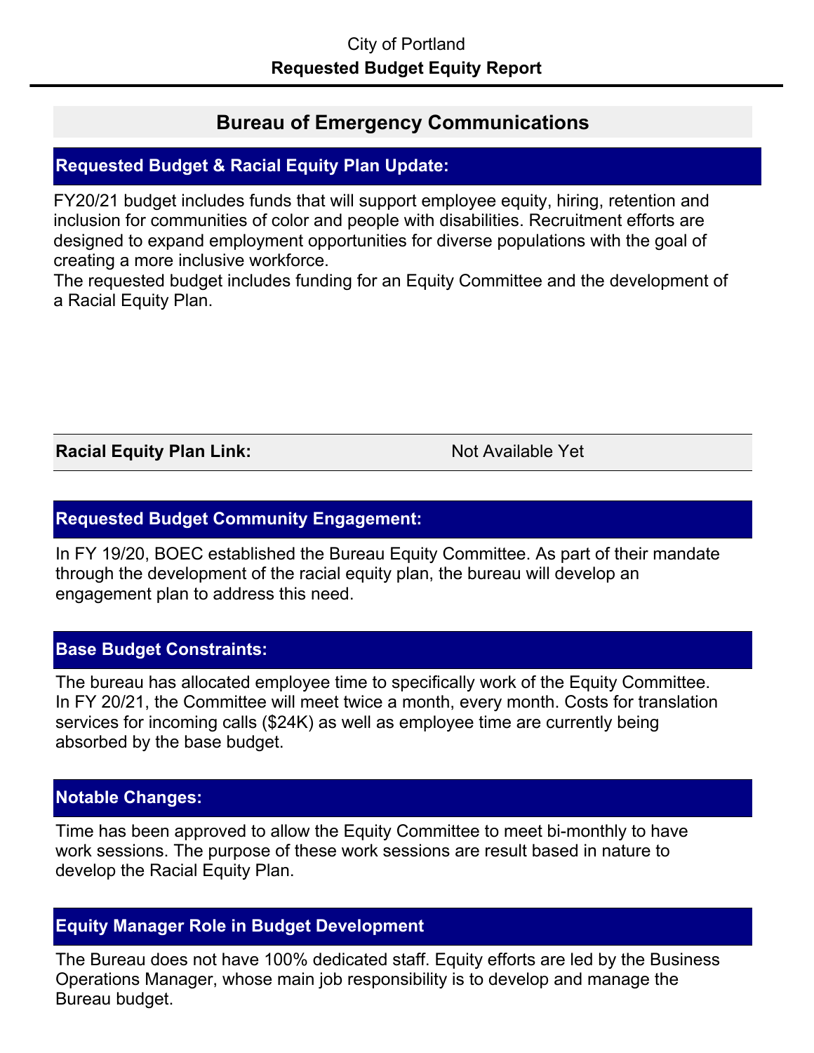City of Portland

**Requested Budget Equity Report**

# Bureau of Emergency Communications

## Requested Budget & Racial Equity Plan Update:

FY20/21 budget includes funds that will support employee equity, hiring, retention and inclusion for communities of color and people with disabilities. Recruitment efforts are designed to expand employment opportunities for diverse populations with the goal of creating a more inclusive workforce.
The requested budget includes funding for an Equity Committee and the development of a Racial Equity Plan.

| **Racial Equity Plan Link:** | Not Available Yet |
|---|---|

## Requested Budget Community Engagement:

In FY 19/20, BOEC established the Bureau Equity Committee. As part of their mandate through the development of the racial equity plan, the bureau will develop an engagement plan to address this need.

## Base Budget Constraints:

The bureau has allocated employee time to specifically work of the Equity Committee. In FY 20/21, the Committee will meet twice a month, every month. Costs for translation services for incoming calls ($24K) as well as employee time are currently being absorbed by the base budget.

## Notable Changes:

Time has been approved to allow the Equity Committee to meet bi-monthly to have work sessions. The purpose of these work sessions are result based in nature to develop the Racial Equity Plan.

## Equity Manager Role in Budget Development

The Bureau does not have 100% dedicated staff. Equity efforts are led by the Business Operations Manager, whose main job responsibility is to develop and manage the Bureau budget.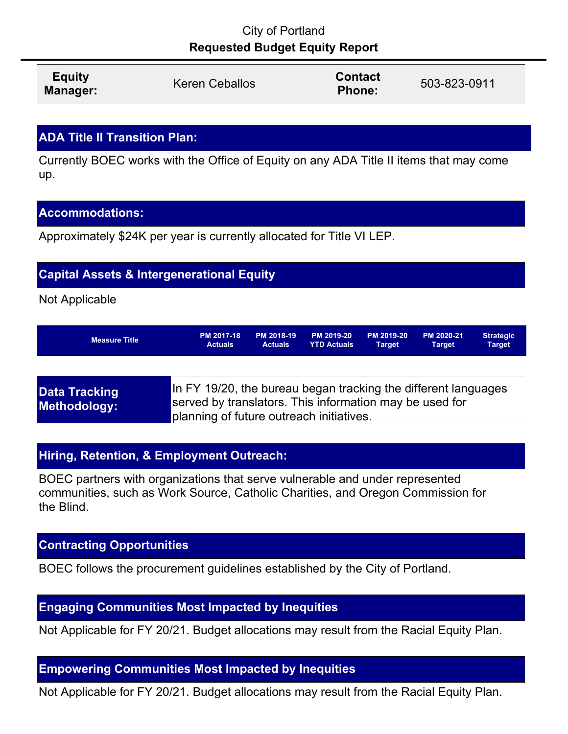City of Portland

**Requested Budget Equity Report**

| | | | |
|---|---|---|---|
| **Equity Manager:** | Keren Ceballos | **Contact Phone:** | 503-823-0911 |

## ADA Title II Transition Plan:

Currently BOEC works with the Office of Equity on any ADA Title II items that may come up.

## Accommodations:

Approximately $24K per year is currently allocated for Title VI LEP.

## Capital Assets & Intergenerational Equity

Not Applicable

| Measure Title | PM 2017-18 Actuals | PM 2018-19 Actuals | PM 2019-20 YTD Actuals | PM 2019-20 Target | PM 2020-21 Target | Strategic Target |
|---|---|---|---|---|---|---|

| | |
|---|---|
| **Data Tracking Methodology:** | In FY 19/20, the bureau began tracking the different languages served by translators. This information may be used for planning of future outreach initiatives. |

## Hiring, Retention, & Employment Outreach:

BOEC partners with organizations that serve vulnerable and under represented communities, such as Work Source, Catholic Charities, and Oregon Commission for the Blind.

## Contracting Opportunities

BOEC follows the procurement guidelines established by the City of Portland.

## Engaging Communities Most Impacted by Inequities

Not Applicable for FY 20/21. Budget allocations may result from the Racial Equity Plan.

## Empowering Communities Most Impacted by Inequities

Not Applicable for FY 20/21. Budget allocations may result from the Racial Equity Plan.